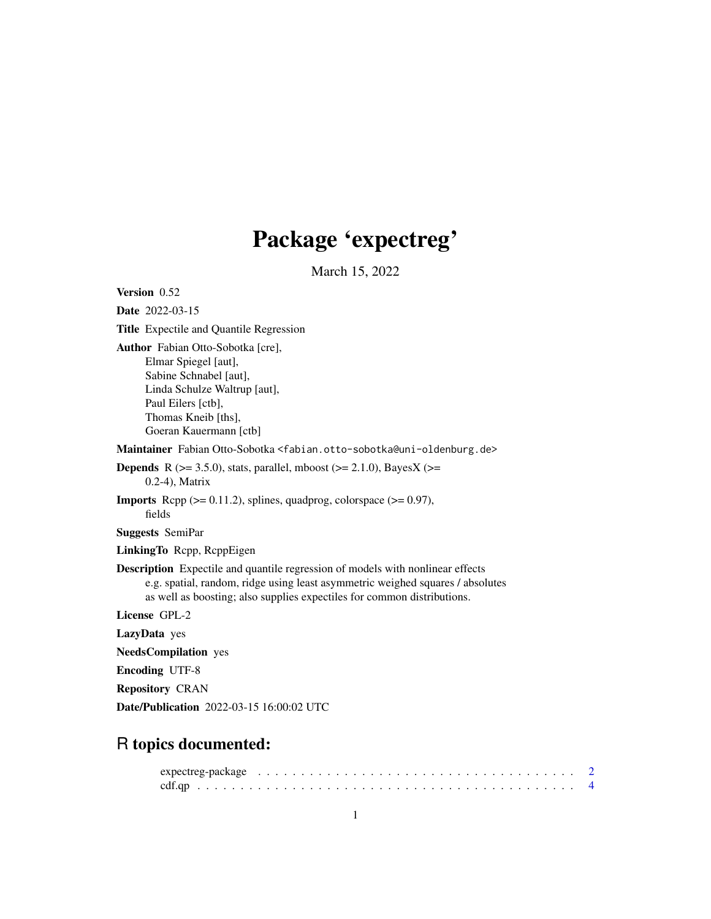# Package 'expectreg'

March 15, 2022

**Version** 0.52

**Date** 2022-03-15

**Title** Expectile and Quantile Regression

**Author** Fabian Otto-Sobotka [cre],
Elmar Spiegel [aut],
Sabine Schnabel [aut],
Linda Schulze Waltrup [aut],
Paul Eilers [ctb],
Thomas Kneib [ths],
Goeran Kauermann [ctb]

**Maintainer** Fabian Otto-Sobotka <fabian.otto-sobotka@uni-oldenburg.de>

**Depends** R (>= 3.5.0), stats, parallel, mboost (>= 2.1.0), BayesX (>= 0.2-4), Matrix

**Imports** Rcpp (>= 0.11.2), splines, quadprog, colorspace (>= 0.97), fields

**Suggests** SemiPar

**LinkingTo** Rcpp, RcppEigen

**Description** Expectile and quantile regression of models with nonlinear effects e.g. spatial, random, ridge using least asymmetric weighed squares / absolutes as well as boosting; also supplies expectiles for common distributions.

**License** GPL-2

**LazyData** yes

**NeedsCompilation** yes

**Encoding** UTF-8

**Repository** CRAN

**Date/Publication** 2022-03-15 16:00:02 UTC

## R topics documented:

expectreg-package . . . . . . . . . . . . . . . . . . . . . . . . . . . . . . . . . . . . . . 2
cdf.qp . . . . . . . . . . . . . . . . . . . . . . . . . . . . . . . . . . . . . . . . . . . . 4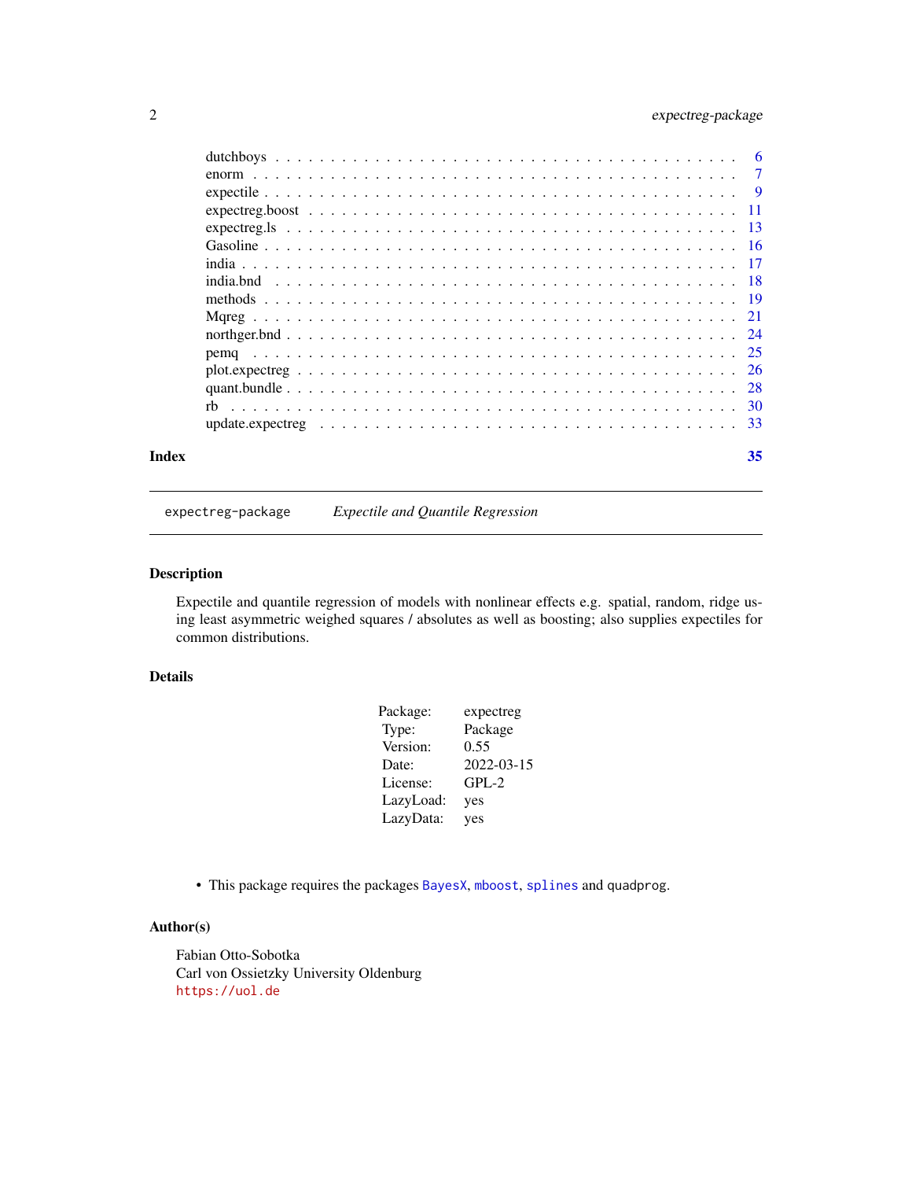| | |
|---|---|
| dutchboys | 6 |
| enorm | 7 |
| expectile | 9 |
| expectreg.boost | 11 |
| expectreg.ls | 13 |
| Gasoline | 16 |
| india | 17 |
| india.bnd | 18 |
| methods | 19 |
| Mqreg | 21 |
| northger.bnd | 24 |
| pemq | 25 |
| plot.expectreg | 26 |
| quant.bundle | 28 |
| rb | 30 |
| update.expectreg | 33 |

**Index** **35**

---

`expectreg-package` *Expectile and Quantile Regression*

---

## Description

Expectile and quantile regression of models with nonlinear effects e.g. spatial, random, ridge using least asymmetric weighed squares / absolutes as well as boosting; also supplies expectiles for common distributions.

## Details

| | |
|---|---|
| Package: | expectreg |
| Type: | Package |
| Version: | 0.55 |
| Date: | 2022-03-15 |
| License: | GPL-2 |
| LazyLoad: | yes |
| LazyData: | yes |

- This package requires the packages `BayesX`, `mboost`, `splines` and `quadprog`.

## Author(s)

Fabian Otto-Sobotka
Carl von Ossietzky University Oldenburg
https://uol.de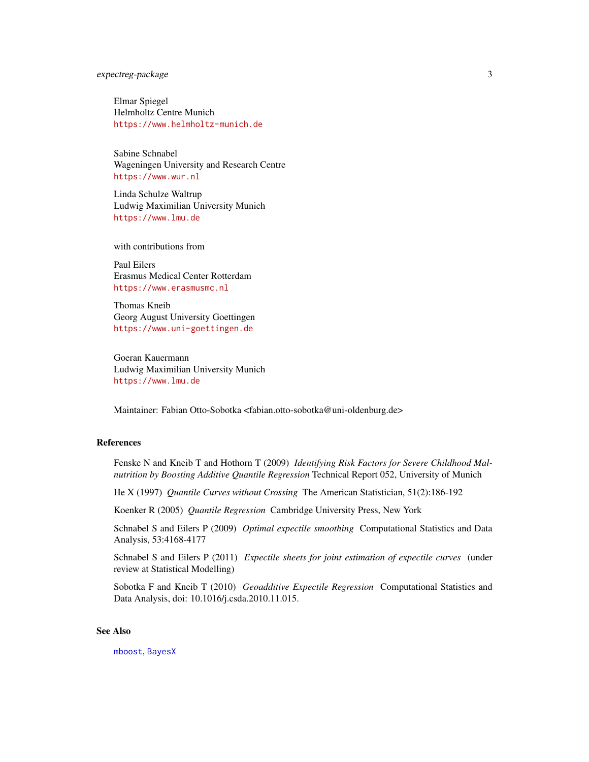Elmar Spiegel
Helmholtz Centre Munich
https://www.helmholtz-munich.de

Sabine Schnabel
Wageningen University and Research Centre
https://www.wur.nl

Linda Schulze Waltrup
Ludwig Maximilian University Munich
https://www.lmu.de

with contributions from

Paul Eilers
Erasmus Medical Center Rotterdam
https://www.erasmusmc.nl

Thomas Kneib
Georg August University Goettingen
https://www.uni-goettingen.de

Goeran Kauermann
Ludwig Maximilian University Munich
https://www.lmu.de

Maintainer: Fabian Otto-Sobotka <fabian.otto-sobotka@uni-oldenburg.de>

## References

Fenske N and Kneib T and Hothorn T (2009) *Identifying Risk Factors for Severe Childhood Malnutrition by Boosting Additive Quantile Regression* Technical Report 052, University of Munich

He X (1997) *Quantile Curves without Crossing* The American Statistician, 51(2):186-192

Koenker R (2005) *Quantile Regression* Cambridge University Press, New York

Schnabel S and Eilers P (2009) *Optimal expectile smoothing* Computational Statistics and Data Analysis, 53:4168-4177

Schnabel S and Eilers P (2011) *Expectile sheets for joint estimation of expectile curves* (under review at Statistical Modelling)

Sobotka F and Kneib T (2010) *Geoadditive Expectile Regression* Computational Statistics and Data Analysis, doi: 10.1016/j.csda.2010.11.015.

## See Also

mboost, BayesX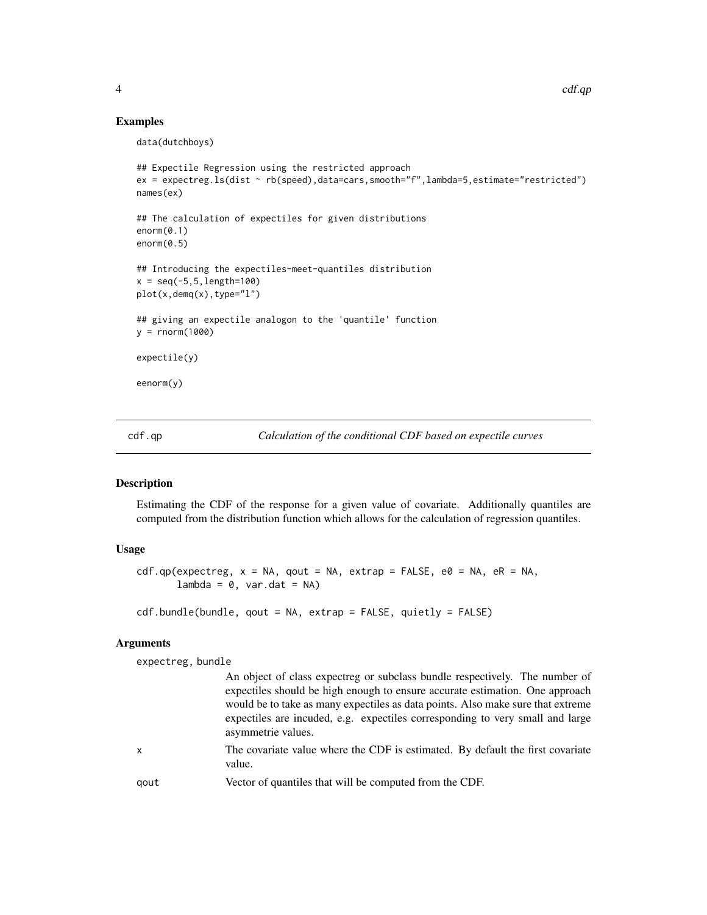## Examples

```
data(dutchboys)

## Expectile Regression using the restricted approach
ex = expectreg.ls(dist ~ rb(speed),data=cars,smooth="f",lambda=5,estimate="restricted")
names(ex)

## The calculation of expectiles for given distributions
enorm(0.1)
enorm(0.5)

## Introducing the expectiles-meet-quantiles distribution
x = seq(-5,5,length=100)
plot(x,demq(x),type="l")

## giving an expectile analogon to the 'quantile' function
y = rnorm(1000)

expectile(y)

eenorm(y)
```

---

# cdf.qp — *Calculation of the conditional CDF based on expectile curves*

## Description

Estimating the CDF of the response for a given value of covariate. Additionally quantiles are computed from the distribution function which allows for the calculation of regression quantiles.

## Usage

```
cdf.qp(expectreg, x = NA, qout = NA, extrap = FALSE, e0 = NA, eR = NA,
       lambda = 0, var.dat = NA)

cdf.bundle(bundle, qout = NA, extrap = FALSE, quietly = FALSE)
```

## Arguments

| | |
|---|---|
| expectreg, bundle | An object of class expectreg or subclass bundle respectively. The number of expectiles should be high enough to ensure accurate estimation. One approach would be to take as many expectiles as data points. Also make sure that extreme expectiles are incuded, e.g. expectiles corresponding to very small and large asymmetrie values. |
| x | The covariate value where the CDF is estimated. By default the first covariate value. |
| qout | Vector of quantiles that will be computed from the CDF. |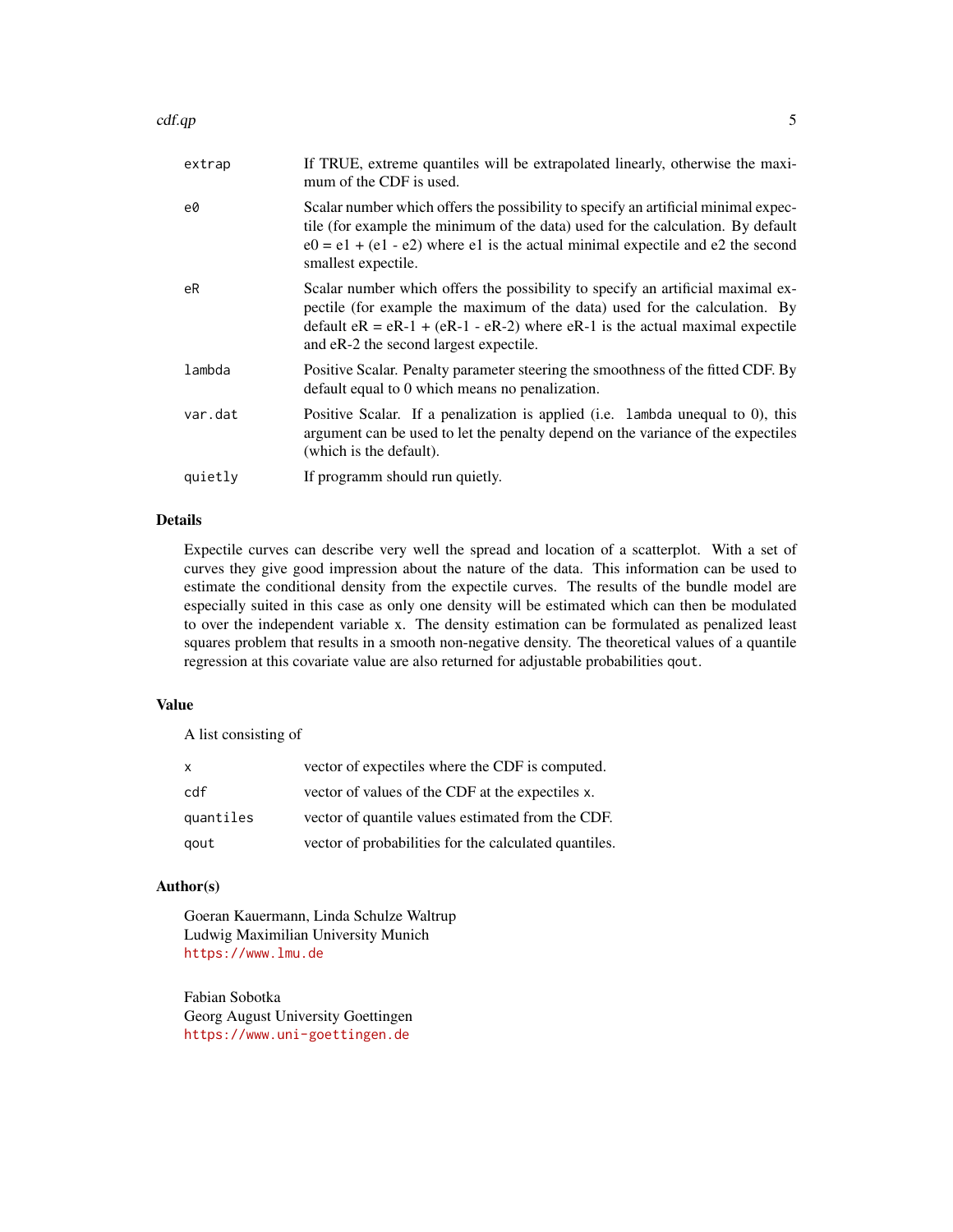| | |
|---|---|
| `extrap` | If TRUE, extreme quantiles will be extrapolated linearly, otherwise the maximum of the CDF is used. |
| `e0` | Scalar number which offers the possibility to specify an artificial minimal expectile (for example the minimum of the data) used for the calculation. By default e0 = e1 + (e1 - e2) where e1 is the actual minimal expectile and e2 the second smallest expectile. |
| `eR` | Scalar number which offers the possibility to specify an artificial maximal expectile (for example the maximum of the data) used for the calculation. By default eR = eR-1 + (eR-1 - eR-2) where eR-1 is the actual maximal expectile and eR-2 the second largest expectile. |
| `lambda` | Positive Scalar. Penalty parameter steering the smoothness of the fitted CDF. By default equal to 0 which means no penalization. |
| `var.dat` | Positive Scalar. If a penalization is applied (i.e. `lambda` unequal to 0), this argument can be used to let the penalty depend on the variance of the expectiles (which is the default). |
| `quietly` | If programm should run quietly. |

## Details

Expectile curves can describe very well the spread and location of a scatterplot. With a set of curves they give good impression about the nature of the data. This information can be used to estimate the conditional density from the expectile curves. The results of the bundle model are especially suited in this case as only one density will be estimated which can then be modulated to over the independent variable x. The density estimation can be formulated as penalized least squares problem that results in a smooth non-negative density. The theoretical values of a quantile regression at this covariate value are also returned for adjustable probabilities `qout`.

## Value

A list consisting of

| | |
|---|---|
| `x` | vector of expectiles where the CDF is computed. |
| `cdf` | vector of values of the CDF at the expectiles `x`. |
| `quantiles` | vector of quantile values estimated from the CDF. |
| `qout` | vector of probabilities for the calculated quantiles. |

## Author(s)

Goeran Kauermann, Linda Schulze Waltrup
Ludwig Maximilian University Munich
https://www.lmu.de

Fabian Sobotka
Georg August University Goettingen
https://www.uni-goettingen.de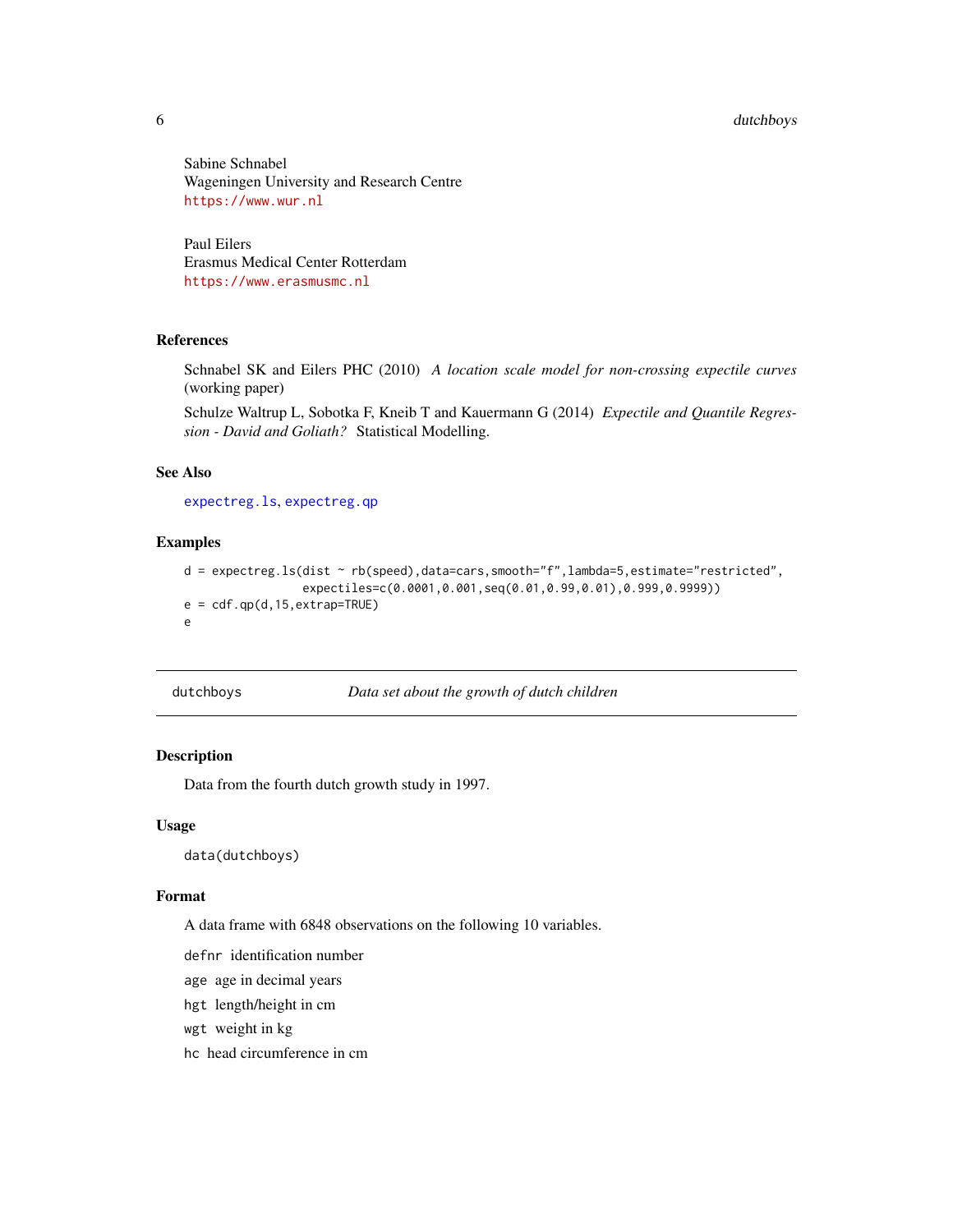Sabine Schnabel
Wageningen University and Research Centre
https://www.wur.nl

Paul Eilers
Erasmus Medical Center Rotterdam
https://www.erasmusmc.nl

### References

Schnabel SK and Eilers PHC (2010) *A location scale model for non-crossing expectile curves* (working paper)

Schulze Waltrup L, Sobotka F, Kneib T and Kauermann G (2014) *Expectile and Quantile Regression - David and Goliath?* Statistical Modelling.

### See Also

expectreg.ls, expectreg.qp

### Examples

```
d = expectreg.ls(dist ~ rb(speed),data=cars,smooth="f",lambda=5,estimate="restricted",
                 expectiles=c(0.0001,0.001,seq(0.01,0.99,0.01),0.999,0.9999))
e = cdf.qp(d,15,extrap=TRUE)
e
```

---

## dutchboys — *Data set about the growth of dutch children*

### Description

Data from the fourth dutch growth study in 1997.

### Usage

```
data(dutchboys)
```

### Format

A data frame with 6848 observations on the following 10 variables.

- `defnr` identification number
- `age` age in decimal years
- `hgt` length/height in cm
- `wgt` weight in kg
- `hc` head circumference in cm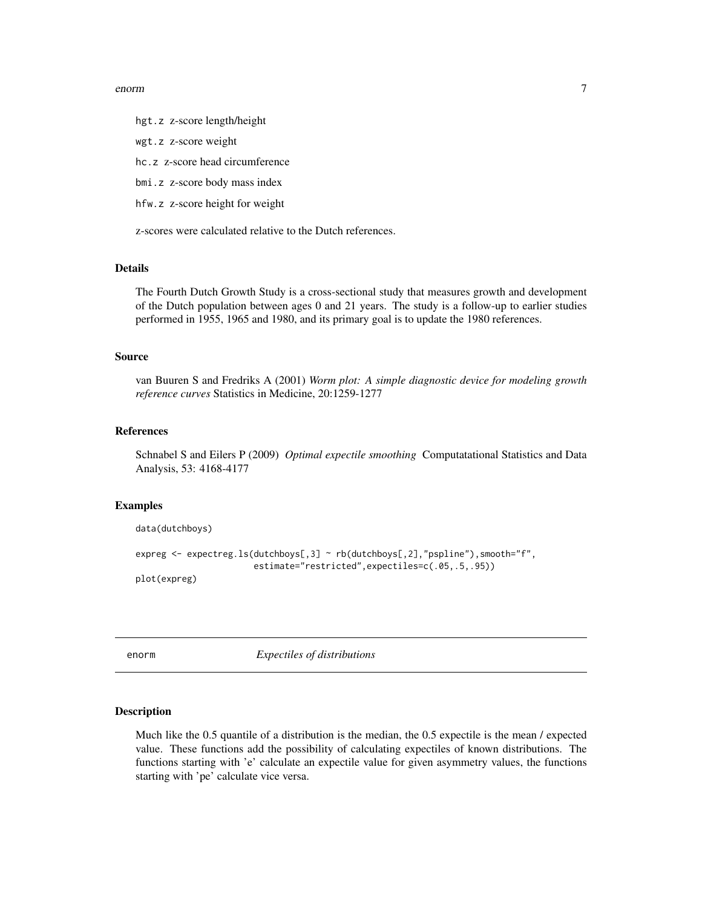hgt.z z-score length/height

wgt.z z-score weight

hc.z z-score head circumference

bmi.z z-score body mass index

hfw.z z-score height for weight

z-scores were calculated relative to the Dutch references.

### Details

The Fourth Dutch Growth Study is a cross-sectional study that measures growth and development of the Dutch population between ages 0 and 21 years. The study is a follow-up to earlier studies performed in 1955, 1965 and 1980, and its primary goal is to update the 1980 references.

### Source

van Buuren S and Fredriks A (2001) *Worm plot: A simple diagnostic device for modeling growth reference curves* Statistics in Medicine, 20:1259-1277

### References

Schnabel S and Eilers P (2009) *Optimal expectile smoothing* Computatational Statistics and Data Analysis, 53: 4168-4177

### Examples

```
data(dutchboys)

expreg <- expectreg.ls(dutchboys[,3] ~ rb(dutchboys[,2],"pspline"),smooth="f",
                       estimate="restricted",expectiles=c(.05,.5,.95))
plot(expreg)
```

---

## enorm *Expectiles of distributions*

### Description

Much like the 0.5 quantile of a distribution is the median, the 0.5 expectile is the mean / expected value. These functions add the possibility of calculating expectiles of known distributions. The functions starting with 'e' calculate an expectile value for given asymmetry values, the functions starting with 'pe' calculate vice versa.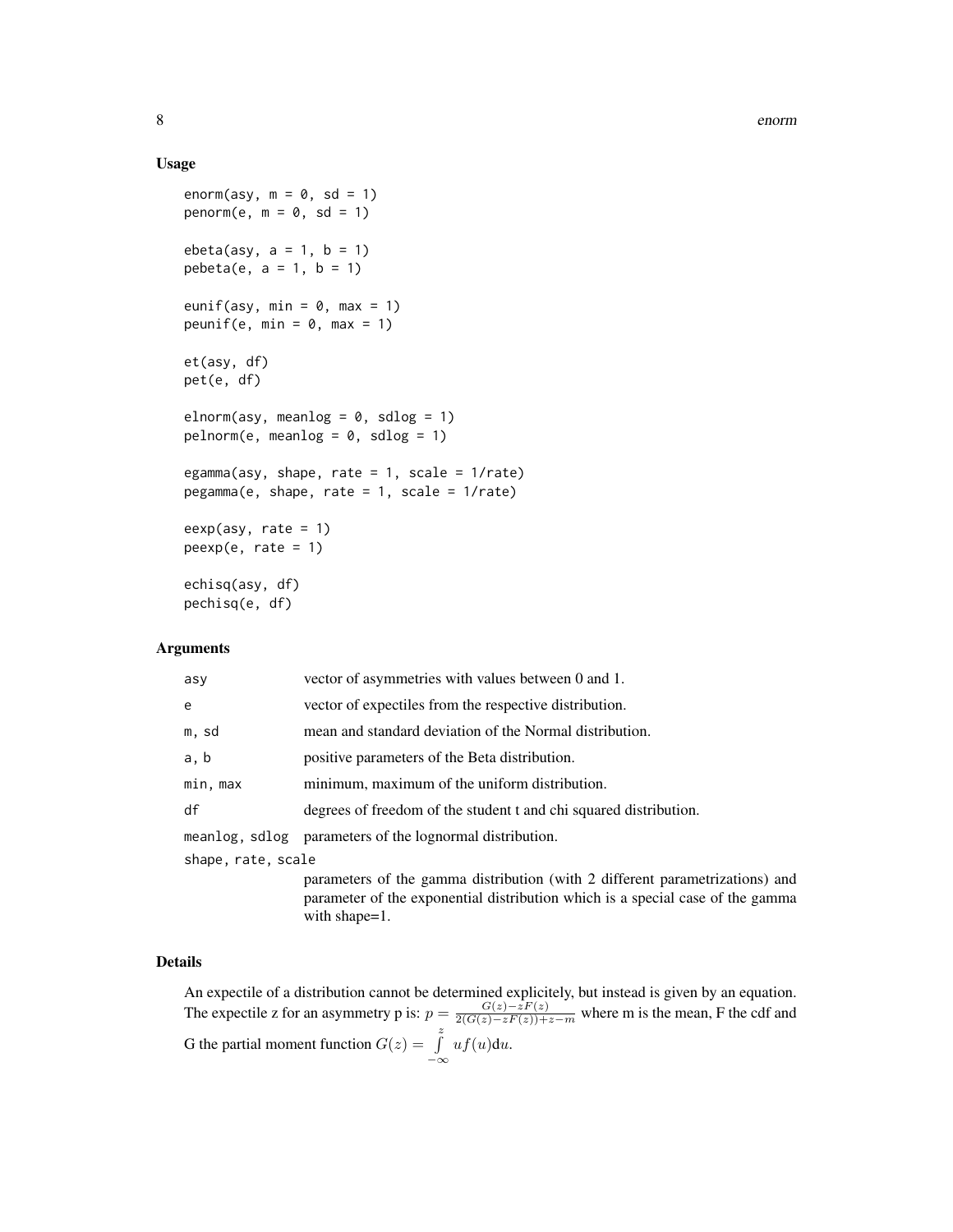### Usage

```
enorm(asy, m = 0, sd = 1)
penorm(e, m = 0, sd = 1)

ebeta(asy, a = 1, b = 1)
pebeta(e, a = 1, b = 1)

eunif(asy, min = 0, max = 1)
peunif(e, min = 0, max = 1)

et(asy, df)
pet(e, df)

elnorm(asy, meanlog = 0, sdlog = 1)
pelnorm(e, meanlog = 0, sdlog = 1)

egamma(asy, shape, rate = 1, scale = 1/rate)
pegamma(e, shape, rate = 1, scale = 1/rate)

eexp(asy, rate = 1)
peexp(e, rate = 1)

echisq(asy, df)
pechisq(e, df)
```

### Arguments

| | |
|---|---|
| `asy` | vector of asymmetries with values between 0 and 1. |
| `e` | vector of expectiles from the respective distribution. |
| `m, sd` | mean and standard deviation of the Normal distribution. |
| `a, b` | positive parameters of the Beta distribution. |
| `min, max` | minimum, maximum of the uniform distribution. |
| `df` | degrees of freedom of the student t and chi squared distribution. |
| `meanlog, sdlog` | parameters of the lognormal distribution. |
| `shape, rate, scale` | parameters of the gamma distribution (with 2 different parametrizations) and parameter of the exponential distribution which is a special case of the gamma with shape=1. |

### Details

An expectile of a distribution cannot be determined explicitely, but instead is given by an equation. The expectile z for an asymmetry p is: $p = \frac{G(z) - zF(z)}{2(G(z) - zF(z)) + z - m}$ where m is the mean, F the cdf and G the partial moment function $G(z) = \int\limits_{-\infty}^{z} uf(u)\mathrm{d}u$.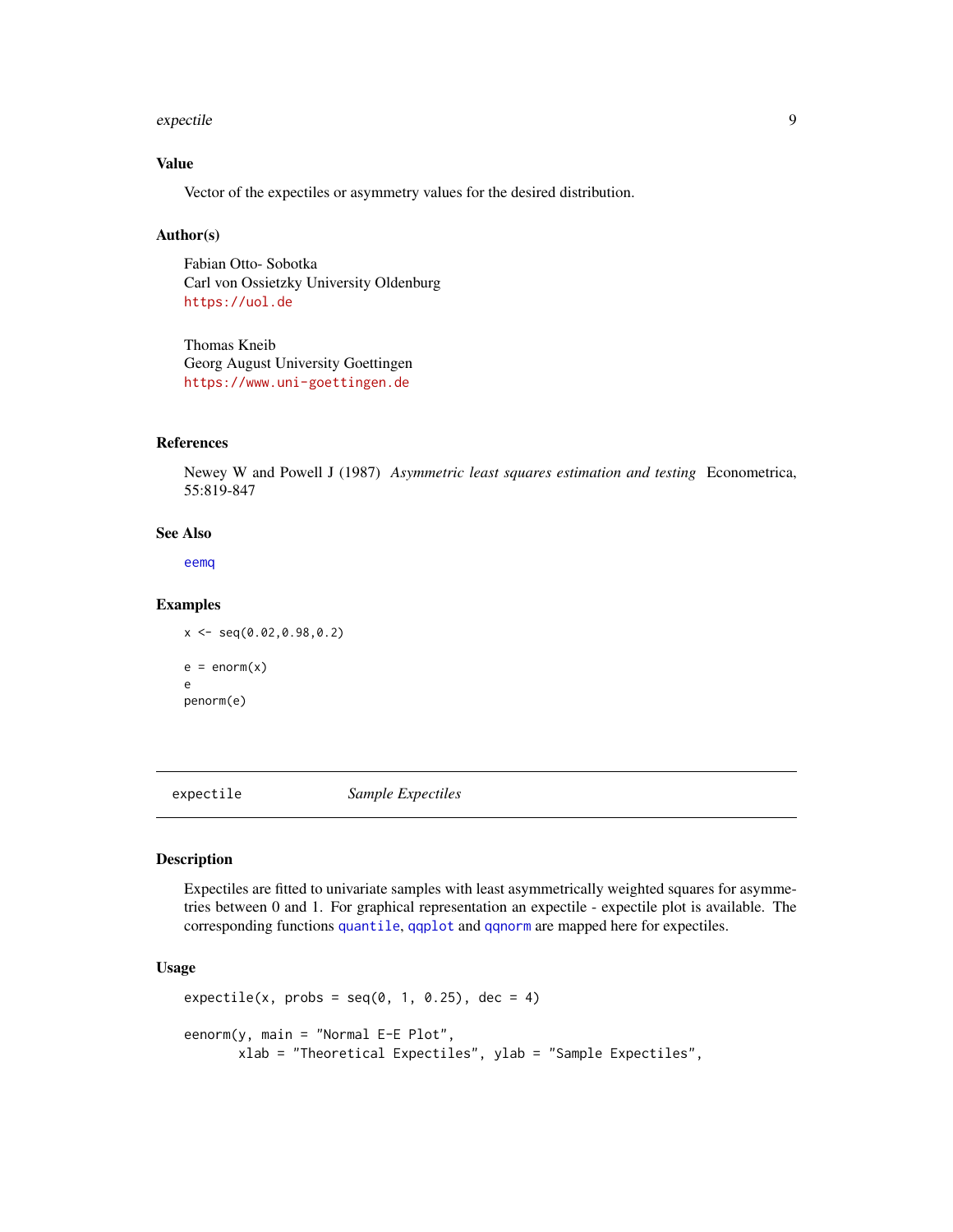### Value

Vector of the expectiles or asymmetry values for the desired distribution.

### Author(s)

Fabian Otto- Sobotka
Carl von Ossietzky University Oldenburg
https://uol.de

Thomas Kneib
Georg August University Goettingen
https://www.uni-goettingen.de

### References

Newey W and Powell J (1987) *Asymmetric least squares estimation and testing* Econometrica, 55:819-847

### See Also

eemq

### Examples

```
x <- seq(0.02,0.98,0.2)

e = enorm(x)
e
penorm(e)
```

---

## expectile    *Sample Expectiles*

---

### Description

Expectiles are fitted to univariate samples with least asymmetrically weighted squares for asymmetries between 0 and 1. For graphical representation an expectile - expectile plot is available. The corresponding functions quantile, qqplot and qqnorm are mapped here for expectiles.

### Usage

```
expectile(x, probs = seq(0, 1, 0.25), dec = 4)

eenorm(y, main = "Normal E-E Plot",
       xlab = "Theoretical Expectiles", ylab = "Sample Expectiles",
```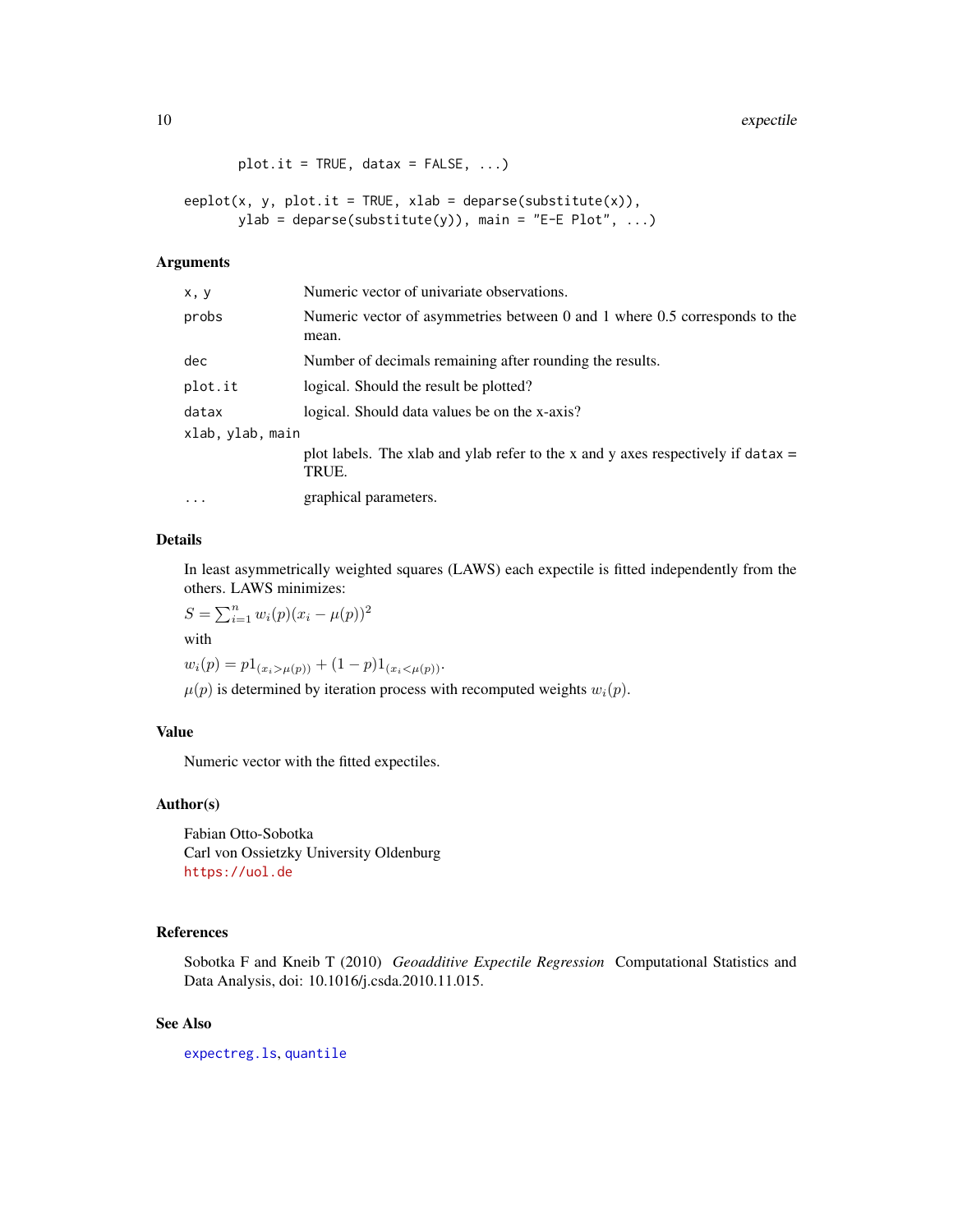```
        plot.it = TRUE, datax = FALSE, ...)

eeplot(x, y, plot.it = TRUE, xlab = deparse(substitute(x)),
       ylab = deparse(substitute(y)), main = "E-E Plot", ...)
```

## Arguments

| | |
|---|---|
| `x, y` | Numeric vector of univariate observations. |
| `probs` | Numeric vector of asymmetries between 0 and 1 where 0.5 corresponds to the mean. |
| `dec` | Number of decimals remaining after rounding the results. |
| `plot.it` | logical. Should the result be plotted? |
| `datax` | logical. Should data values be on the x-axis? |
| `xlab, ylab, main` | plot labels. The xlab and ylab refer to the x and y axes respectively if `datax` = TRUE. |
| `...` | graphical parameters. |

## Details

In least asymmetrically weighted squares (LAWS) each expectile is fitted independently from the others. LAWS minimizes:

$S = \sum_{i=1}^{n} w_i(p)(x_i - \mu(p))^2$

with

$w_i(p) = p 1_{(x_i > \mu(p))} + (1-p) 1_{(x_i < \mu(p))}$.

$\mu(p)$ is determined by iteration process with recomputed weights $w_i(p)$.

## Value

Numeric vector with the fitted expectiles.

## Author(s)

Fabian Otto-Sobotka
Carl von Ossietzky University Oldenburg
https://uol.de

## References

Sobotka F and Kneib T (2010) *Geoadditive Expectile Regression* Computational Statistics and Data Analysis, doi: 10.1016/j.csda.2010.11.015.

## See Also

`expectreg.ls`, `quantile`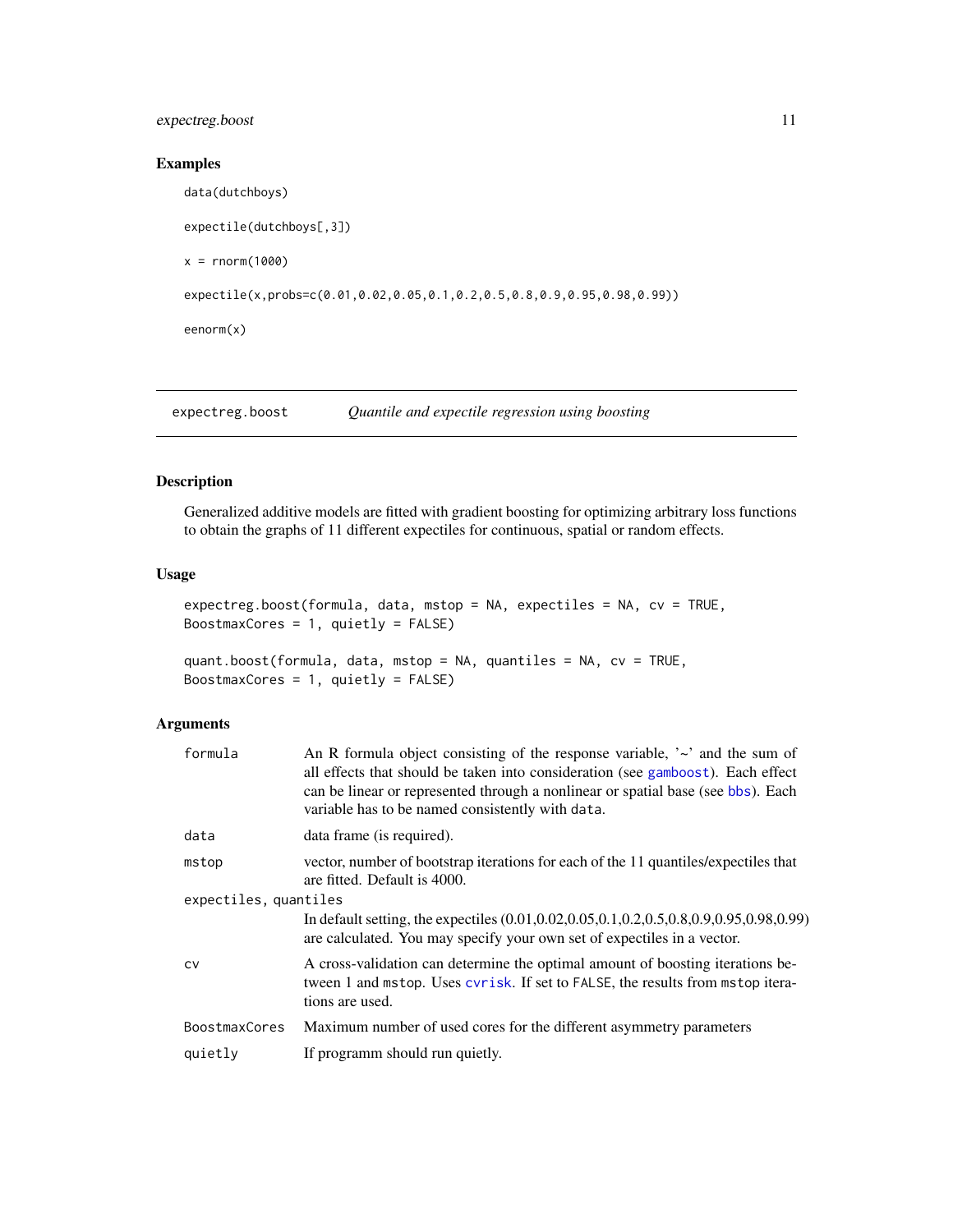### Examples

```
data(dutchboys)

expectile(dutchboys[,3])

x = rnorm(1000)

expectile(x,probs=c(0.01,0.02,0.05,0.1,0.2,0.5,0.8,0.9,0.95,0.98,0.99))

eenorm(x)
```

---

## expectreg.boost — *Quantile and expectile regression using boosting*

---

### Description

Generalized additive models are fitted with gradient boosting for optimizing arbitrary loss functions to obtain the graphs of 11 different expectiles for continuous, spatial or random effects.

### Usage

```
expectreg.boost(formula, data, mstop = NA, expectiles = NA, cv = TRUE,
BoostmaxCores = 1, quietly = FALSE)

quant.boost(formula, data, mstop = NA, quantiles = NA, cv = TRUE,
BoostmaxCores = 1, quietly = FALSE)
```

### Arguments

| | |
|---|---|
| `formula` | An R formula object consisting of the response variable, '~' and the sum of all effects that should be taken into consideration (see `gamboost`). Each effect can be linear or represented through a nonlinear or spatial base (see `bbs`). Each variable has to be named consistently with `data`. |
| `data` | data frame (is required). |
| `mstop` | vector, number of bootstrap iterations for each of the 11 quantiles/expectiles that are fitted. Default is 4000. |
| `expectiles, quantiles` | In default setting, the expectiles (0.01,0.02,0.05,0.1,0.2,0.5,0.8,0.9,0.95,0.98,0.99) are calculated. You may specify your own set of expectiles in a vector. |
| `cv` | A cross-validation can determine the optimal amount of boosting iterations between 1 and `mstop`. Uses `cvrisk`. If set to `FALSE`, the results from `mstop` iterations are used. |
| `BoostmaxCores` | Maximum number of used cores for the different asymmetry parameters |
| `quietly` | If programm should run quietly. |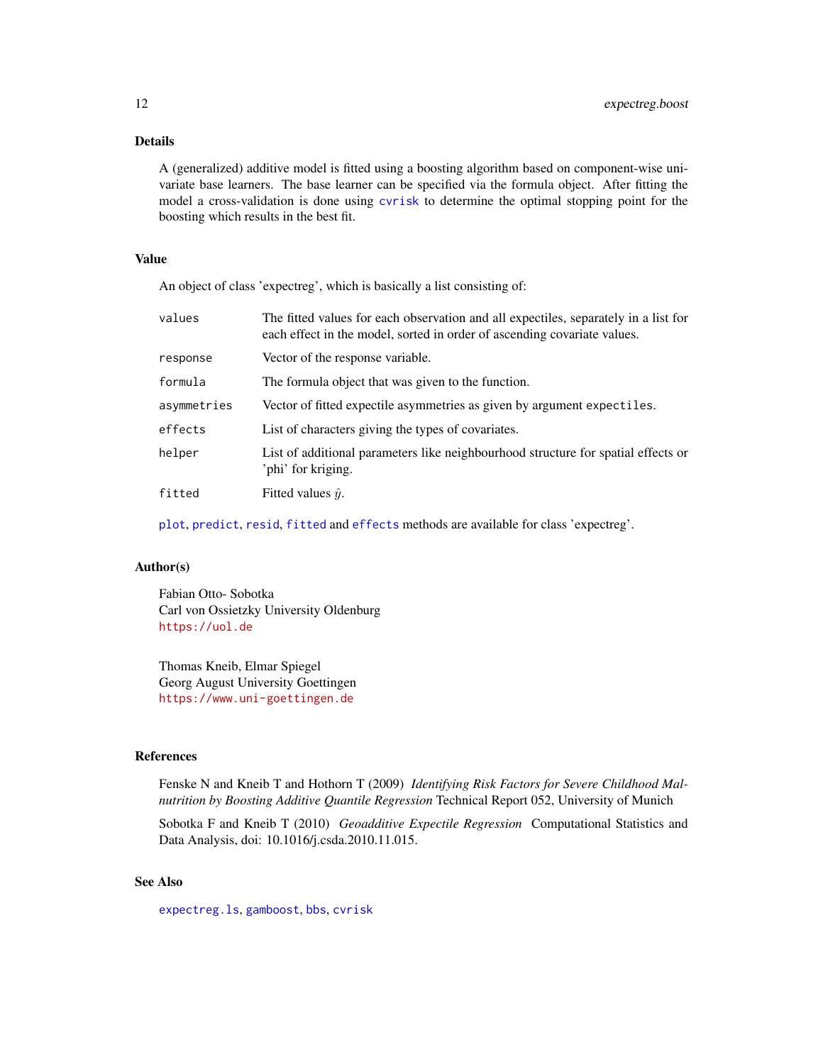## Details

A (generalized) additive model is fitted using a boosting algorithm based on component-wise univariate base learners. The base learner can be specified via the formula object. After fitting the model a cross-validation is done using `cvrisk` to determine the optimal stopping point for the boosting which results in the best fit.

## Value

An object of class 'expectreg', which is basically a list consisting of:

| | |
|---|---|
| `values` | The fitted values for each observation and all expectiles, separately in a list for each effect in the model, sorted in order of ascending covariate values. |
| `response` | Vector of the response variable. |
| `formula` | The formula object that was given to the function. |
| `asymmetries` | Vector of fitted expectile asymmetries as given by argument `expectiles`. |
| `effects` | List of characters giving the types of covariates. |
| `helper` | List of additional parameters like neighbourhood structure for spatial effects or 'phi' for kriging. |
| `fitted` | Fitted values $\hat{y}$. |

`plot`, `predict`, `resid`, `fitted` and `effects` methods are available for class 'expectreg'.

## Author(s)

Fabian Otto- Sobotka
Carl von Ossietzky University Oldenburg
https://uol.de

Thomas Kneib, Elmar Spiegel
Georg August University Goettingen
https://www.uni-goettingen.de

## References

Fenske N and Kneib T and Hothorn T (2009) *Identifying Risk Factors for Severe Childhood Malnutrition by Boosting Additive Quantile Regression* Technical Report 052, University of Munich

Sobotka F and Kneib T (2010) *Geoadditive Expectile Regression* Computational Statistics and Data Analysis, doi: 10.1016/j.csda.2010.11.015.

## See Also

`expectreg.ls`, `gamboost`, `bbs`, `cvrisk`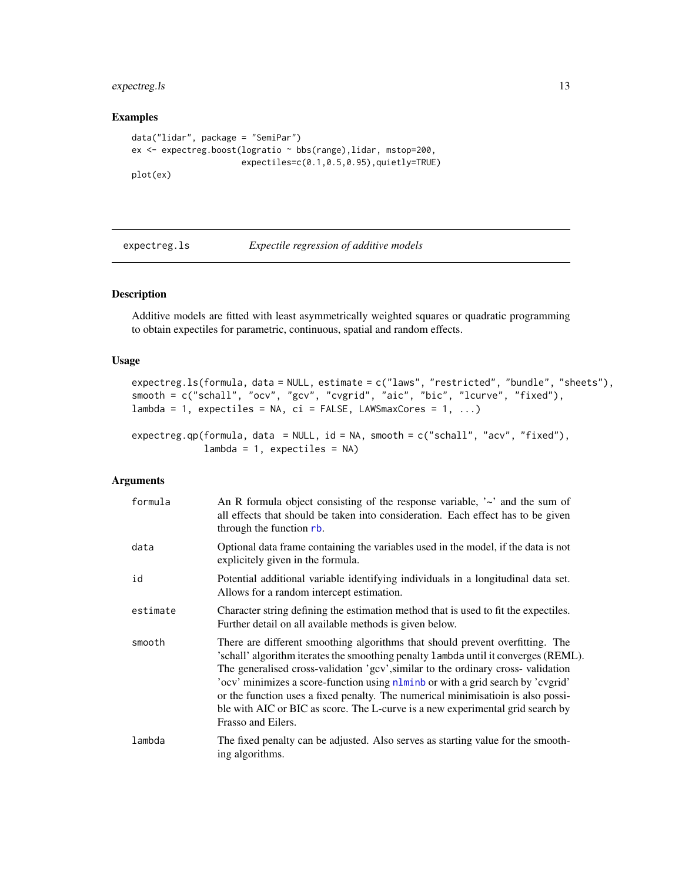## Examples

```
data("lidar", package = "SemiPar")
ex <- expectreg.boost(logratio ~ bbs(range),lidar, mstop=200,
                      expectiles=c(0.1,0.5,0.95),quietly=TRUE)
plot(ex)
```

---

`expectreg.ls` &nbsp;&nbsp;&nbsp; *Expectile regression of additive models*

---

### Description

Additive models are fitted with least asymmetrically weighted squares or quadratic programming to obtain expectiles for parametric, continuous, spatial and random effects.

### Usage

```
expectreg.ls(formula, data = NULL, estimate = c("laws", "restricted", "bundle", "sheets"),
smooth = c("schall", "ocv", "gcv", "cvgrid", "aic", "bic", "lcurve", "fixed"),
lambda = 1, expectiles = NA, ci = FALSE, LAWSmaxCores = 1, ...)

expectreg.qp(formula, data  = NULL, id = NA, smooth = c("schall", "acv", "fixed"),
             lambda = 1, expectiles = NA)
```

### Arguments

| | |
|---|---|
| `formula` | An R formula object consisting of the response variable, '~' and the sum of all effects that should be taken into consideration. Each effect has to be given through the function `rb`. |
| `data` | Optional data frame containing the variables used in the model, if the data is not explicitely given in the formula. |
| `id` | Potential additional variable identifying individuals in a longitudinal data set. Allows for a random intercept estimation. |
| `estimate` | Character string defining the estimation method that is used to fit the expectiles. Further detail on all available methods is given below. |
| `smooth` | There are different smoothing algorithms that should prevent overfitting. The 'schall' algorithm iterates the smoothing penalty `lambda` until it converges (REML). The generalised cross-validation 'gcv',similar to the ordinary cross- validation 'ocv' minimizes a score-function using `nlminb` or with a grid search by 'cvgrid' or the function uses a fixed penalty. The numerical minimisatioin is also possible with AIC or BIC as score. The L-curve is a new experimental grid search by Frasso and Eilers. |
| `lambda` | The fixed penalty can be adjusted. Also serves as starting value for the smoothing algorithms. |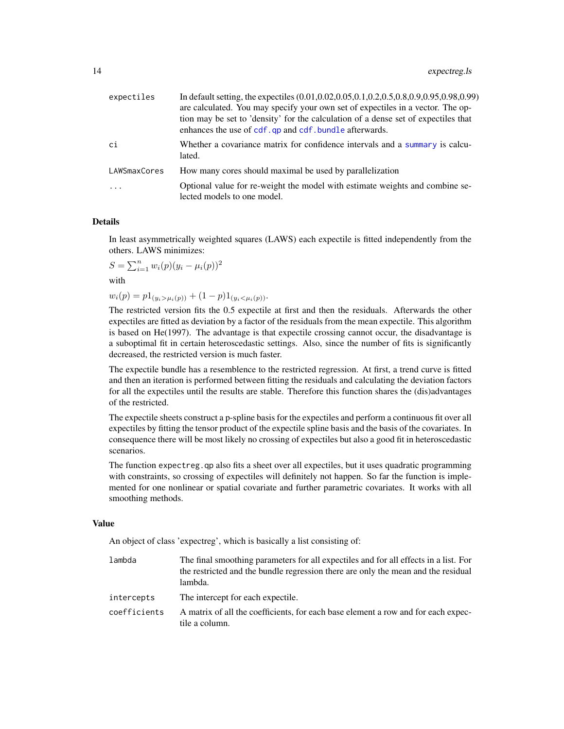| | |
|---|---|
| `expectiles` | In default setting, the expectiles (0.01,0.02,0.05,0.1,0.2,0.5,0.8,0.9,0.95,0.98,0.99) are calculated. You may specify your own set of expectiles in a vector. The option may be set to 'density' for the calculation of a dense set of expectiles that enhances the use of `cdf.qp` and `cdf.bundle` afterwards. |
| `ci` | Whether a covariance matrix for confidence intervals and a `summary` is calculated. |
| `LAWSmaxCores` | How many cores should maximal be used by parallelization |
| `...` | Optional value for re-weight the model with estimate weights and combine selected models to one model. |

## Details

In least asymmetrically weighted squares (LAWS) each expectile is fitted independently from the others. LAWS minimizes:

$S = \sum_{i=1}^{n} w_i(p)(y_i - \mu_i(p))^2$

with

$w_i(p) = p1_{(y_i > \mu_i(p))} + (1-p)1_{(y_i < \mu_i(p))}$.

The restricted version fits the 0.5 expectile at first and then the residuals. Afterwards the other expectiles are fitted as deviation by a factor of the residuals from the mean expectile. This algorithm is based on He(1997). The advantage is that expectile crossing cannot occur, the disadvantage is a suboptimal fit in certain heteroscedastic settings. Also, since the number of fits is significantly decreased, the restricted version is much faster.

The expectile bundle has a resemblence to the restricted regression. At first, a trend curve is fitted and then an iteration is performed between fitting the residuals and calculating the deviation factors for all the expectiles until the results are stable. Therefore this function shares the (dis)advantages of the restricted.

The expectile sheets construct a p-spline basis for the expectiles and perform a continuous fit over all expectiles by fitting the tensor product of the expectile spline basis and the basis of the covariates. In consequence there will be most likely no crossing of expectiles but also a good fit in heteroscedastic scenarios.

The function `expectreg.qp` also fits a sheet over all expectiles, but it uses quadratic programming with constraints, so crossing of expectiles will definitely not happen. So far the function is implemented for one nonlinear or spatial covariate and further parametric covariates. It works with all smoothing methods.

## Value

An object of class 'expectreg', which is basically a list consisting of:

| | |
|---|---|
| `lambda` | The final smoothing parameters for all expectiles and for all effects in a list. For the restricted and the bundle regression there are only the mean and the residual lambda. |
| `intercepts` | The intercept for each expectile. |
| `coefficients` | A matrix of all the coefficients, for each base element a row and for each expectile a column. |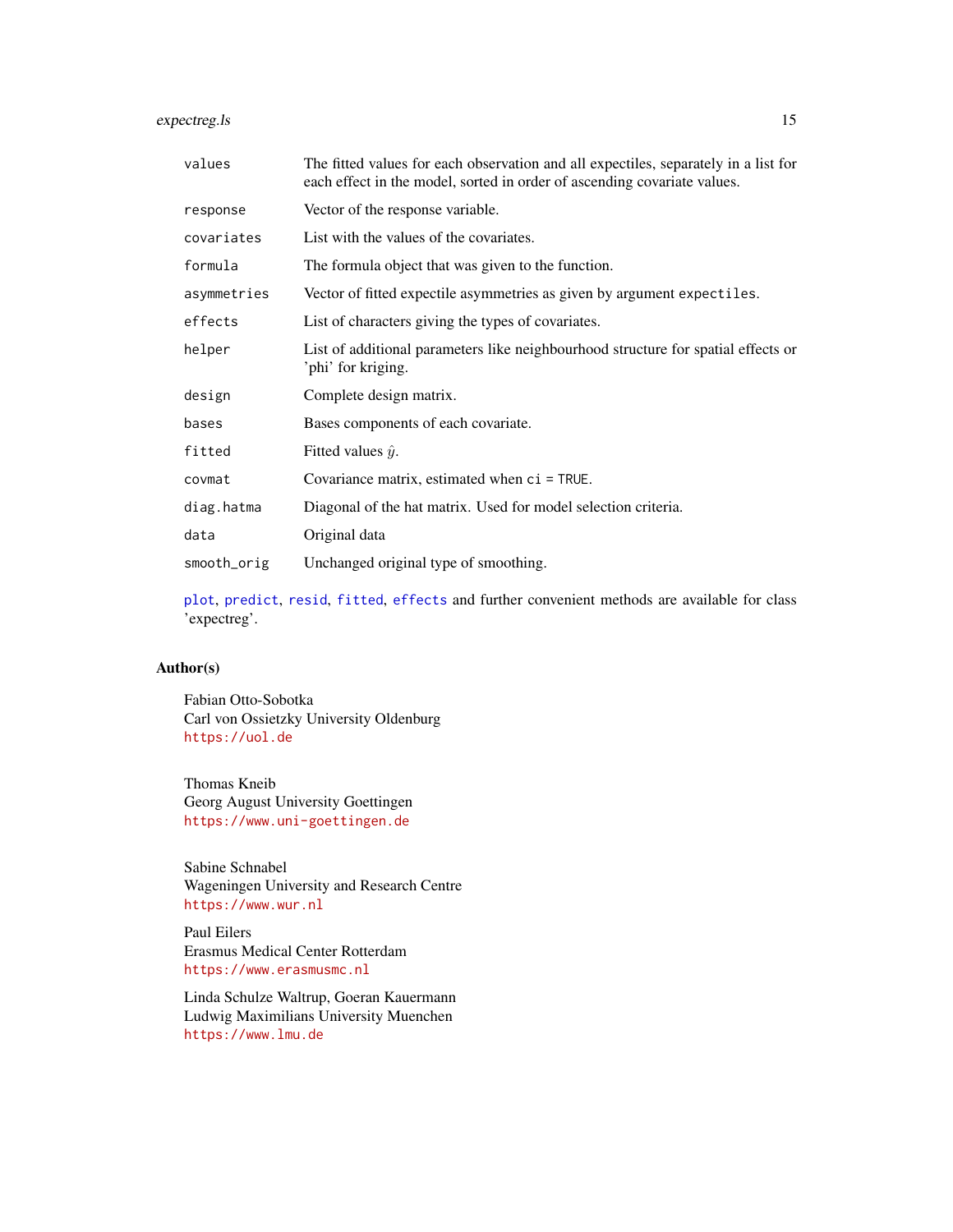| | |
|---|---|
| `values` | The fitted values for each observation and all expectiles, separately in a list for each effect in the model, sorted in order of ascending covariate values. |
| `response` | Vector of the response variable. |
| `covariates` | List with the values of the covariates. |
| `formula` | The formula object that was given to the function. |
| `asymmetries` | Vector of fitted expectile asymmetries as given by argument `expectiles`. |
| `effects` | List of characters giving the types of covariates. |
| `helper` | List of additional parameters like neighbourhood structure for spatial effects or 'phi' for kriging. |
| `design` | Complete design matrix. |
| `bases` | Bases components of each covariate. |
| `fitted` | Fitted values $\hat{y}$. |
| `covmat` | Covariance matrix, estimated when `ci = TRUE`. |
| `diag.hatma` | Diagonal of the hat matrix. Used for model selection criteria. |
| `data` | Original data |
| `smooth_orig` | Unchanged original type of smoothing. |

`plot`, `predict`, `resid`, `fitted`, `effects` and further convenient methods are available for class 'expectreg'.

## Author(s)

Fabian Otto-Sobotka
Carl von Ossietzky University Oldenburg
https://uol.de

Thomas Kneib
Georg August University Goettingen
https://www.uni-goettingen.de

Sabine Schnabel
Wageningen University and Research Centre
https://www.wur.nl

Paul Eilers
Erasmus Medical Center Rotterdam
https://www.erasmusmc.nl

Linda Schulze Waltrup, Goeran Kauermann
Ludwig Maximilians University Muenchen
https://www.lmu.de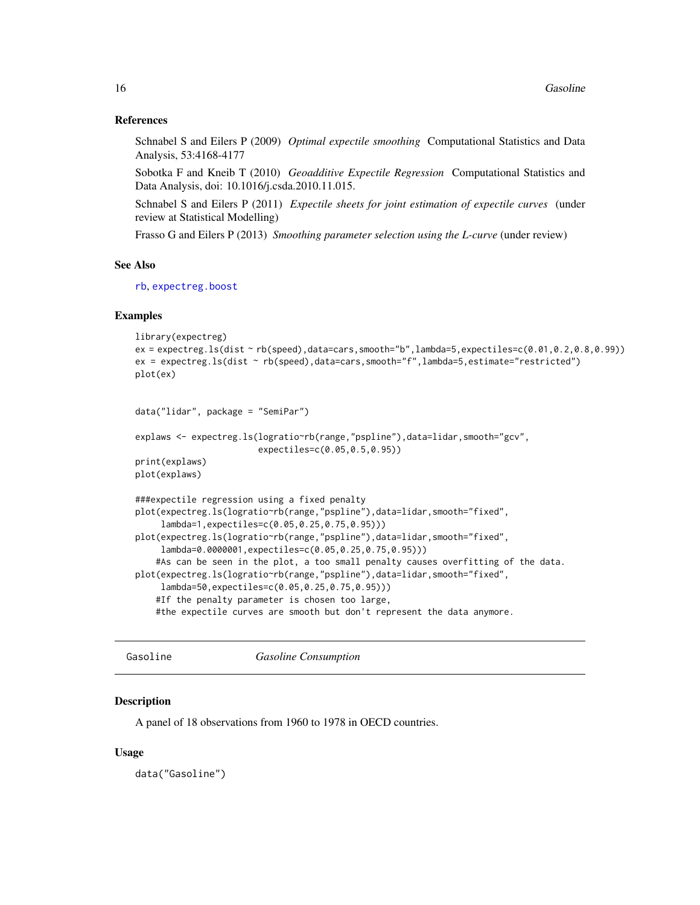### References

Schnabel S and Eilers P (2009) *Optimal expectile smoothing* Computational Statistics and Data Analysis, 53:4168-4177

Sobotka F and Kneib T (2010) *Geoadditive Expectile Regression* Computational Statistics and Data Analysis, doi: 10.1016/j.csda.2010.11.015.

Schnabel S and Eilers P (2011) *Expectile sheets for joint estimation of expectile curves* (under review at Statistical Modelling)

Frasso G and Eilers P (2013) *Smoothing parameter selection using the L-curve* (under review)

### See Also

rb, expectreg.boost

### Examples

```
library(expectreg)
ex = expectreg.ls(dist ~ rb(speed),data=cars,smooth="b",lambda=5,expectiles=c(0.01,0.2,0.8,0.99))
ex = expectreg.ls(dist ~ rb(speed),data=cars,smooth="f",lambda=5,estimate="restricted")
plot(ex)


data("lidar", package = "SemiPar")

explaws <- expectreg.ls(logratio~rb(range,"pspline"),data=lidar,smooth="gcv",
                        expectiles=c(0.05,0.5,0.95))
print(explaws)
plot(explaws)

###expectile regression using a fixed penalty
plot(expectreg.ls(logratio~rb(range,"pspline"),data=lidar,smooth="fixed",
     lambda=1,expectiles=c(0.05,0.25,0.75,0.95)))
plot(expectreg.ls(logratio~rb(range,"pspline"),data=lidar,smooth="fixed",
     lambda=0.0000001,expectiles=c(0.05,0.25,0.75,0.95)))
    #As can be seen in the plot, a too small penalty causes overfitting of the data.
plot(expectreg.ls(logratio~rb(range,"pspline"),data=lidar,smooth="fixed",
     lambda=50,expectiles=c(0.05,0.25,0.75,0.95)))
    #If the penalty parameter is chosen too large,
    #the expectile curves are smooth but don't represent the data anymore.
```

---

## Gasoline    *Gasoline Consumption*

---

### Description

A panel of 18 observations from 1960 to 1978 in OECD countries.

### Usage

```
data("Gasoline")
```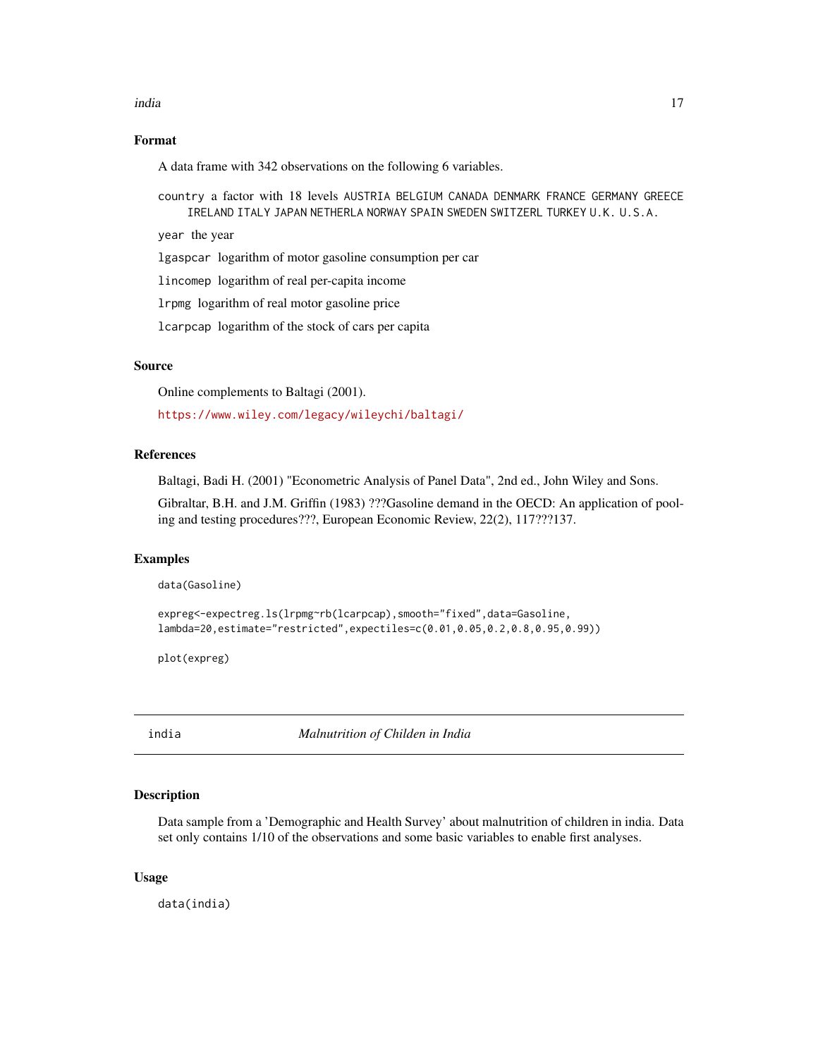## Format

A data frame with 342 observations on the following 6 variables.

`country` a factor with 18 levels AUSTRIA BELGIUM CANADA DENMARK FRANCE GERMANY GREECE IRELAND ITALY JAPAN NETHERLA NORWAY SPAIN SWEDEN SWITZERL TURKEY U.K. U.S.A.

`year` the year

`lgaspcar` logarithm of motor gasoline consumption per car

`lincomep` logarithm of real per-capita income

`lrpmg` logarithm of real motor gasoline price

`lcarpcap` logarithm of the stock of cars per capita

## Source

Online complements to Baltagi (2001).

https://www.wiley.com/legacy/wileychi/baltagi/

## References

Baltagi, Badi H. (2001) "Econometric Analysis of Panel Data", 2nd ed., John Wiley and Sons.

Gibraltar, B.H. and J.M. Griffin (1983) ???Gasoline demand in the OECD: An application of pooling and testing procedures???, European Economic Review, 22(2), 117???137.

## Examples

```
data(Gasoline)

expreg<-expectreg.ls(lrpmg~rb(lcarpcap),smooth="fixed",data=Gasoline,
lambda=20,estimate="restricted",expectiles=c(0.01,0.05,0.2,0.8,0.95,0.99))

plot(expreg)
```

---

# india *Malnutrition of Childen in India*

## Description

Data sample from a 'Demographic and Health Survey' about malnutrition of children in india. Data set only contains 1/10 of the observations and some basic variables to enable first analyses.

## Usage

```
data(india)
```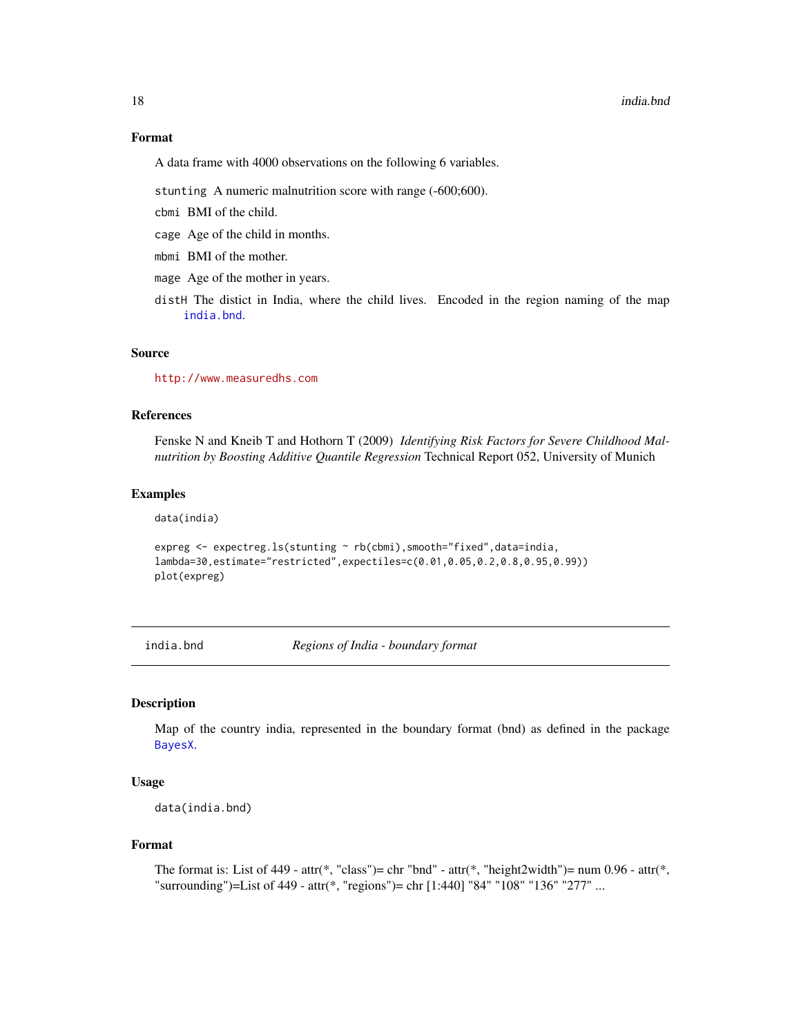### Format

A data frame with 4000 observations on the following 6 variables.

`stunting` A numeric malnutrition score with range (-600;600).

`cbmi` BMI of the child.

`cage` Age of the child in months.

`mbmi` BMI of the mother.

`mage` Age of the mother in years.

`distH` The distict in India, where the child lives. Encoded in the region naming of the map `india.bnd`.

### Source

http://www.measuredhs.com

### References

Fenske N and Kneib T and Hothorn T (2009) *Identifying Risk Factors for Severe Childhood Malnutrition by Boosting Additive Quantile Regression* Technical Report 052, University of Munich

### Examples

```
data(india)

expreg <- expectreg.ls(stunting ~ rb(cbmi),smooth="fixed",data=india,
lambda=30,estimate="restricted",expectiles=c(0.01,0.05,0.2,0.8,0.95,0.99))
plot(expreg)
```

---

## india.bnd *Regions of India - boundary format*

### Description

Map of the country india, represented in the boundary format (bnd) as defined in the package `BayesX`.

### Usage

```
data(india.bnd)
```

### Format

The format is: List of 449 - attr(*, "class")= chr "bnd" - attr(*, "height2width")= num 0.96 - attr(*, "surrounding")=List of 449 - attr(*, "regions")= chr [1:440] "84" "108" "136" "277" ...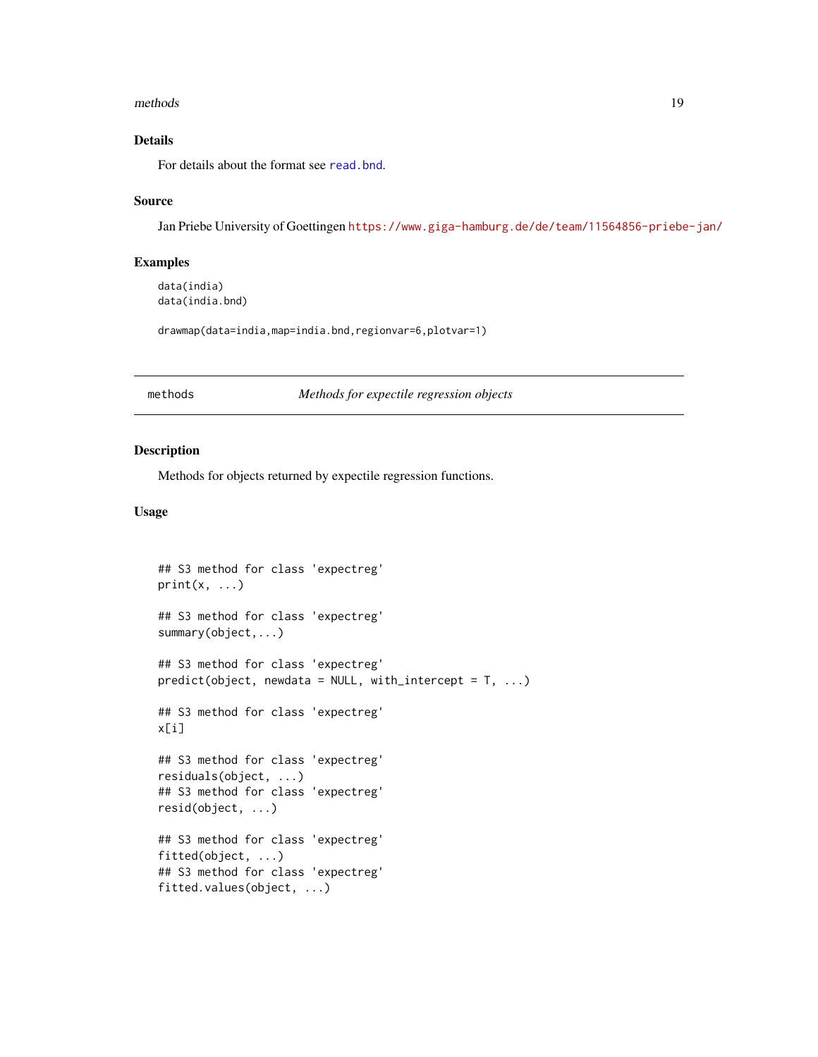### Details

For details about the format see `read.bnd`.

### Source

Jan Priebe University of Goettingen https://www.giga-hamburg.de/de/team/11564856-priebe-jan/

### Examples

```
data(india)
data(india.bnd)

drawmap(data=india,map=india.bnd,regionvar=6,plotvar=1)
```

---

## methods — *Methods for expectile regression objects*

---

### Description

Methods for objects returned by expectile regression functions.

### Usage

```
## S3 method for class 'expectreg'
print(x, ...)

## S3 method for class 'expectreg'
summary(object,...)

## S3 method for class 'expectreg'
predict(object, newdata = NULL, with_intercept = T, ...)

## S3 method for class 'expectreg'
x[i]

## S3 method for class 'expectreg'
residuals(object, ...)
## S3 method for class 'expectreg'
resid(object, ...)

## S3 method for class 'expectreg'
fitted(object, ...)
## S3 method for class 'expectreg'
fitted.values(object, ...)
```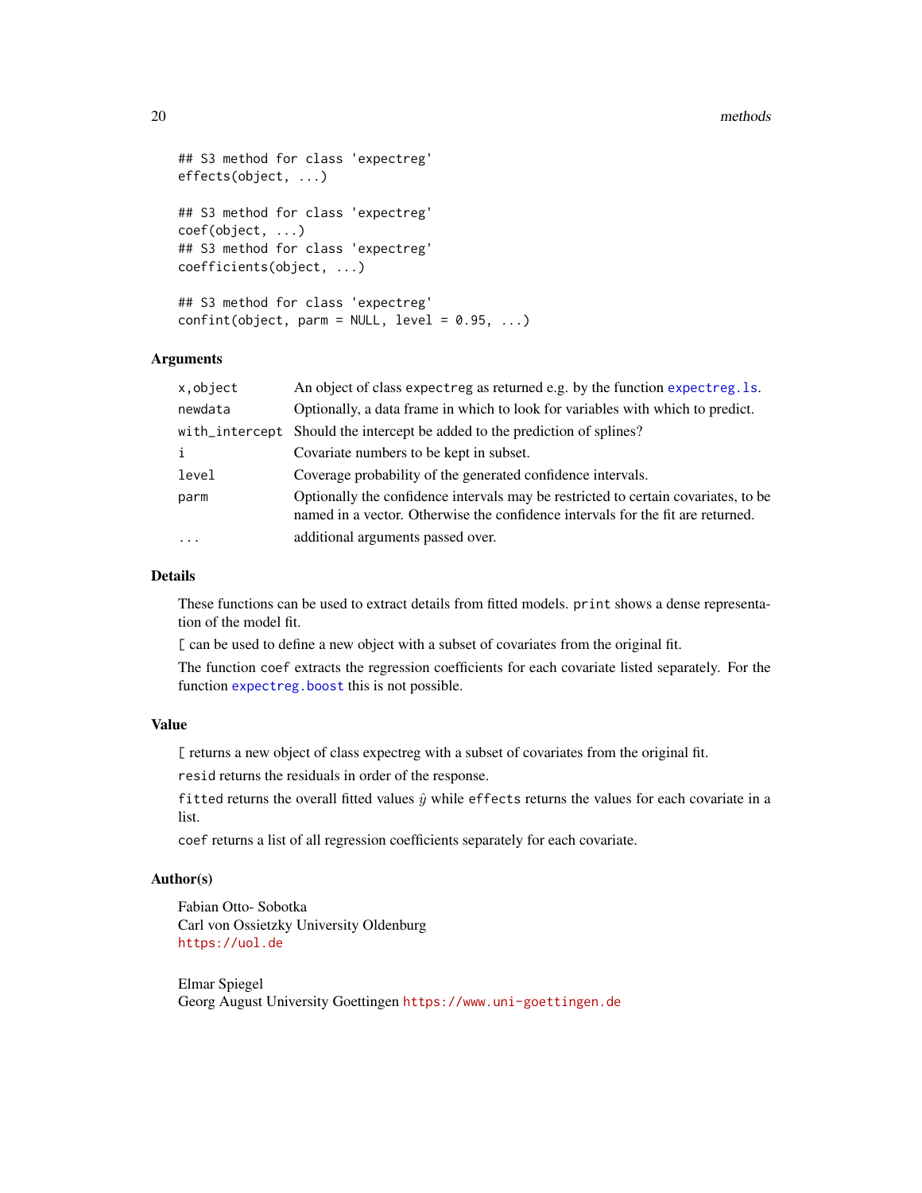```
## S3 method for class 'expectreg'
effects(object, ...)

## S3 method for class 'expectreg'
coef(object, ...)
## S3 method for class 'expectreg'
coefficients(object, ...)

## S3 method for class 'expectreg'
confint(object, parm = NULL, level = 0.95, ...)
```

### Arguments

| | |
|---|---|
| `x,object` | An object of class expectreg as returned e.g. by the function `expectreg.ls`. |
| `newdata` | Optionally, a data frame in which to look for variables with which to predict. |
| `with_intercept` | Should the intercept be added to the prediction of splines? |
| `i` | Covariate numbers to be kept in subset. |
| `level` | Coverage probability of the generated confidence intervals. |
| `parm` | Optionally the confidence intervals may be restricted to certain covariates, to be named in a vector. Otherwise the confidence intervals for the fit are returned. |
| `...` | additional arguments passed over. |

### Details

These functions can be used to extract details from fitted models. `print` shows a dense representation of the model fit.

`[` can be used to define a new object with a subset of covariates from the original fit.

The function `coef` extracts the regression coefficients for each covariate listed separately. For the function `expectreg.boost` this is not possible.

### Value

`[` returns a new object of class expectreg with a subset of covariates from the original fit.

`resid` returns the residuals in order of the response.

`fitted` returns the overall fitted values $\hat{y}$ while `effects` returns the values for each covariate in a list.

`coef` returns a list of all regression coefficients separately for each covariate.

### Author(s)

Fabian Otto- Sobotka  
Carl von Ossietzky University Oldenburg  
https://uol.de

Elmar Spiegel  
Georg August University Goettingen https://www.uni-goettingen.de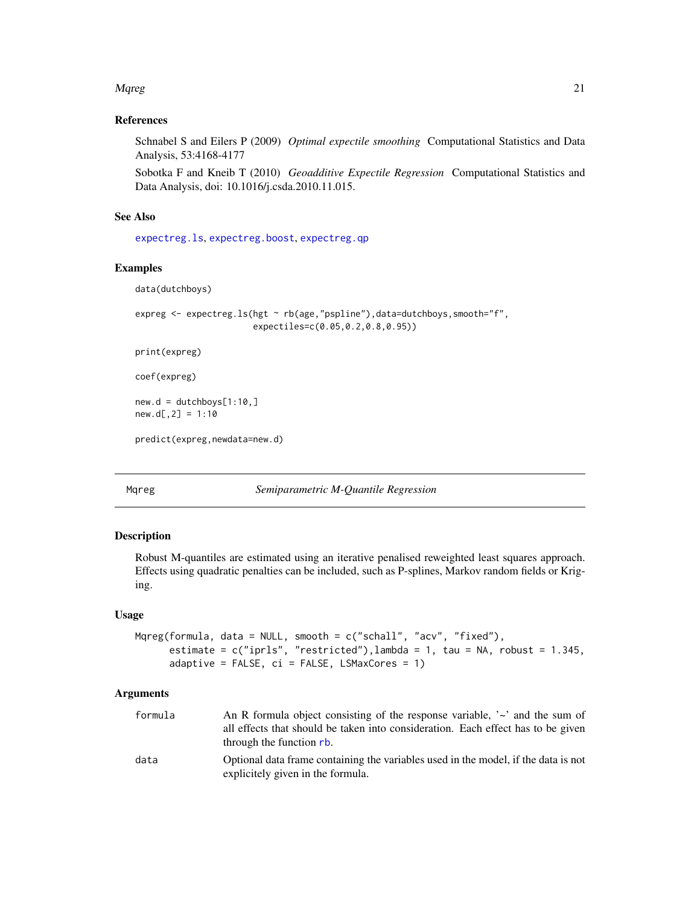### References

Schnabel S and Eilers P (2009) *Optimal expectile smoothing* Computational Statistics and Data Analysis, 53:4168-4177

Sobotka F and Kneib T (2010) *Geoadditive Expectile Regression* Computational Statistics and Data Analysis, doi: 10.1016/j.csda.2010.11.015.

### See Also

expectreg.ls, expectreg.boost, expectreg.qp

### Examples

```
data(dutchboys)

expreg <- expectreg.ls(hgt ~ rb(age,"pspline"),data=dutchboys,smooth="f",
                       expectiles=c(0.05,0.2,0.8,0.95))

print(expreg)

coef(expreg)

new.d = dutchboys[1:10,]
new.d[,2] = 1:10

predict(expreg,newdata=new.d)
```

---

## Mqreg — *Semiparametric M-Quantile Regression*

### Description

Robust M-quantiles are estimated using an iterative penalised reweighted least squares approach. Effects using quadratic penalties can be included, such as P-splines, Markov random fields or Kriging.

### Usage

```
Mqreg(formula, data = NULL, smooth = c("schall", "acv", "fixed"),
      estimate = c("iprls", "restricted"),lambda = 1, tau = NA, robust = 1.345,
      adaptive = FALSE, ci = FALSE, LSMaxCores = 1)
```

### Arguments

| | |
|---|---|
| `formula` | An R formula object consisting of the response variable, '~' and the sum of all effects that should be taken into consideration. Each effect has to be given through the function rb. |
| `data` | Optional data frame containing the variables used in the model, if the data is not explicitely given in the formula. |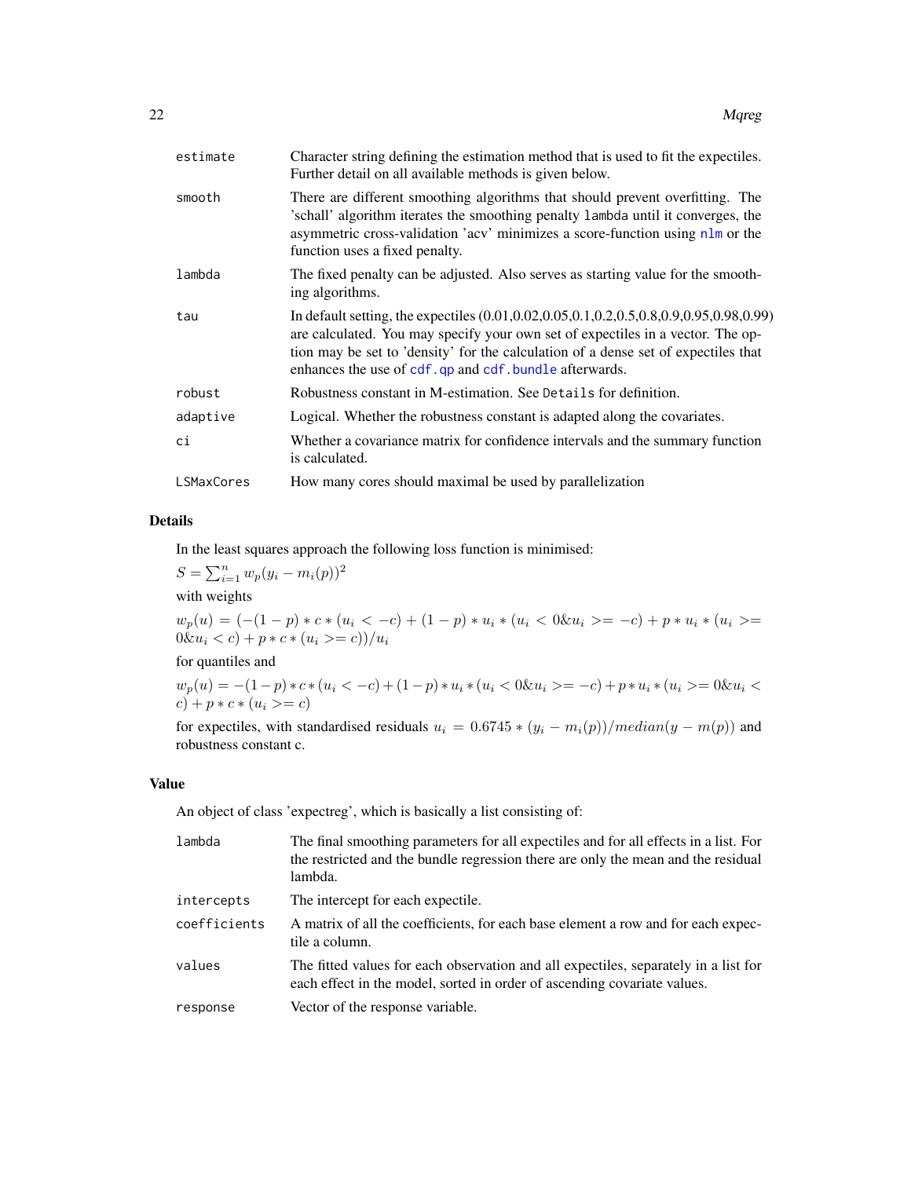| | |
|---|---|
| estimate | Character string defining the estimation method that is used to fit the expectiles. Further detail on all available methods is given below. |
| smooth | There are different smoothing algorithms that should prevent overfitting. The 'schall' algorithm iterates the smoothing penalty lambda until it converges, the asymmetric cross-validation 'acv' minimizes a score-function using nlm or the function uses a fixed penalty. |
| lambda | The fixed penalty can be adjusted. Also serves as starting value for the smoothing algorithms. |
| tau | In default setting, the expectiles (0.01,0.02,0.05,0.1,0.2,0.5,0.8,0.9,0.95,0.98,0.99) are calculated. You may specify your own set of expectiles in a vector. The option may be set to 'density' for the calculation of a dense set of expectiles that enhances the use of cdf.qp and cdf.bundle afterwards. |
| robust | Robustness constant in M-estimation. See Details for definition. |
| adaptive | Logical. Whether the robustness constant is adapted along the covariates. |
| ci | Whether a covariance matrix for confidence intervals and the summary function is calculated. |
| LSMaxCores | How many cores should maximal be used by parallelization |

## Details

In the least squares approach the following loss function is minimised:

$S = \sum_{i=1}^{n} w_p(y_i - m_i(p))^2$

with weights

$w_p(u) = (-(1-p) * c * (u_i < -c) + (1-p) * u_i * (u_i < 0 \& u_i >= -c) + p * u_i * (u_i >= 0 \& u_i < c) + p * c * (u_i >= c))/u_i$

for quantiles and

$w_p(u) = -(1-p) * c * (u_i < -c) + (1-p) * u_i * (u_i < 0 \& u_i >= -c) + p * u_i * (u_i >= 0 \& u_i < c) + p * c * (u_i >= c)$

for expectiles, with standardised residuals $u_i = 0.6745 * (y_i - m_i(p))/median(y - m(p))$ and robustness constant c.

## Value

An object of class 'expectreg', which is basically a list consisting of:

| | |
|---|---|
| lambda | The final smoothing parameters for all expectiles and for all effects in a list. For the restricted and the bundle regression there are only the mean and the residual lambda. |
| intercepts | The intercept for each expectile. |
| coefficients | A matrix of all the coefficients, for each base element a row and for each expectile a column. |
| values | The fitted values for each observation and all expectiles, separately in a list for each effect in the model, sorted in order of ascending covariate values. |
| response | Vector of the response variable. |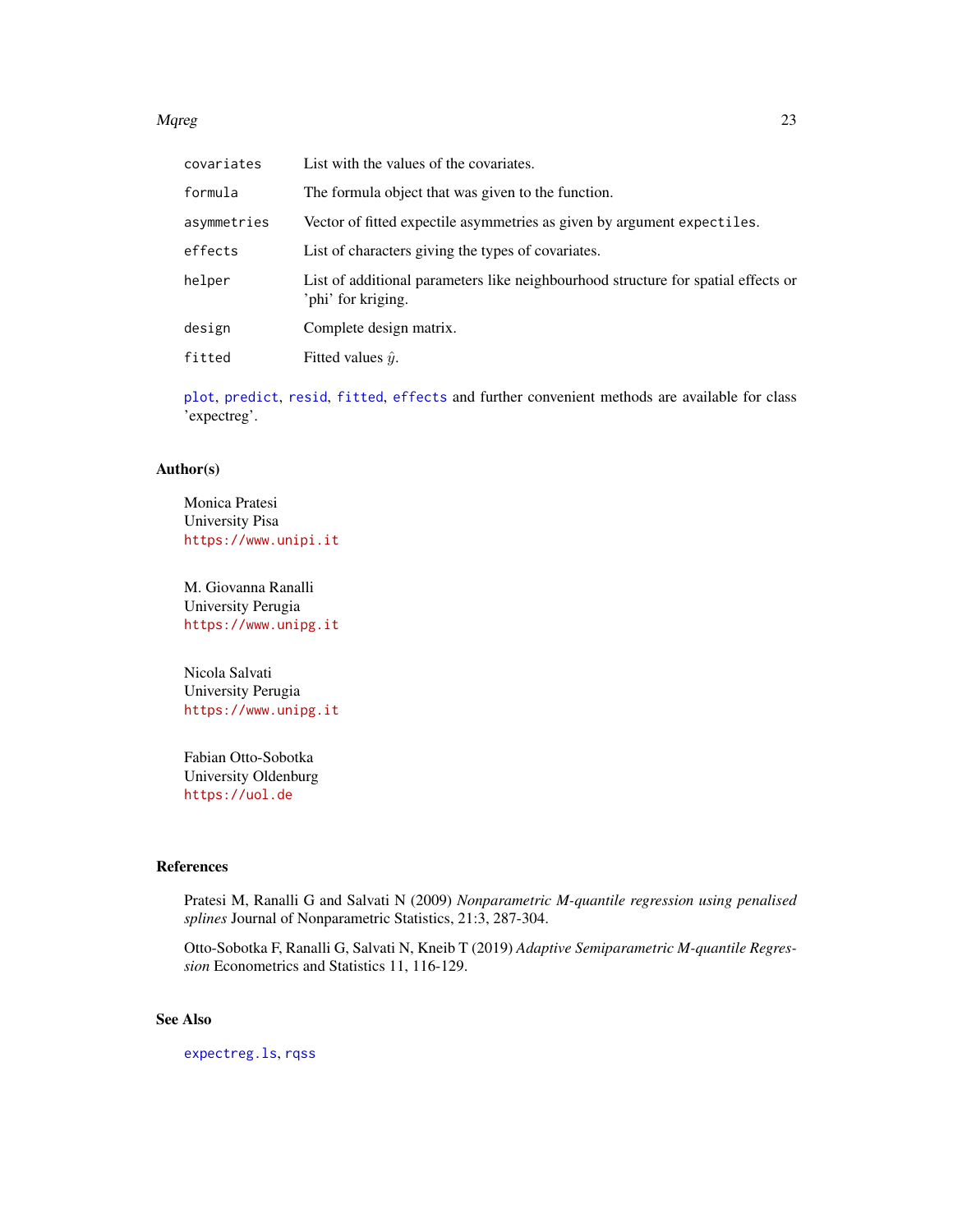| | |
|---|---|
| `covariates` | List with the values of the covariates. |
| `formula` | The formula object that was given to the function. |
| `asymmetries` | Vector of fitted expectile asymmetries as given by argument `expectiles`. |
| `effects` | List of characters giving the types of covariates. |
| `helper` | List of additional parameters like neighbourhood structure for spatial effects or 'phi' for kriging. |
| `design` | Complete design matrix. |
| `fitted` | Fitted values $\hat{y}$. |

`plot`, `predict`, `resid`, `fitted`, `effects` and further convenient methods are available for class 'expectreg'.

## Author(s)

Monica Pratesi
University Pisa
https://www.unipi.it

M. Giovanna Ranalli
University Perugia
https://www.unipg.it

Nicola Salvati
University Perugia
https://www.unipg.it

Fabian Otto-Sobotka
University Oldenburg
https://uol.de

## References

Pratesi M, Ranalli G and Salvati N (2009) *Nonparametric M-quantile regression using penalised splines* Journal of Nonparametric Statistics, 21:3, 287-304.

Otto-Sobotka F, Ranalli G, Salvati N, Kneib T (2019) *Adaptive Semiparametric M-quantile Regression* Econometrics and Statistics 11, 116-129.

## See Also

`expectreg.ls`, `rqss`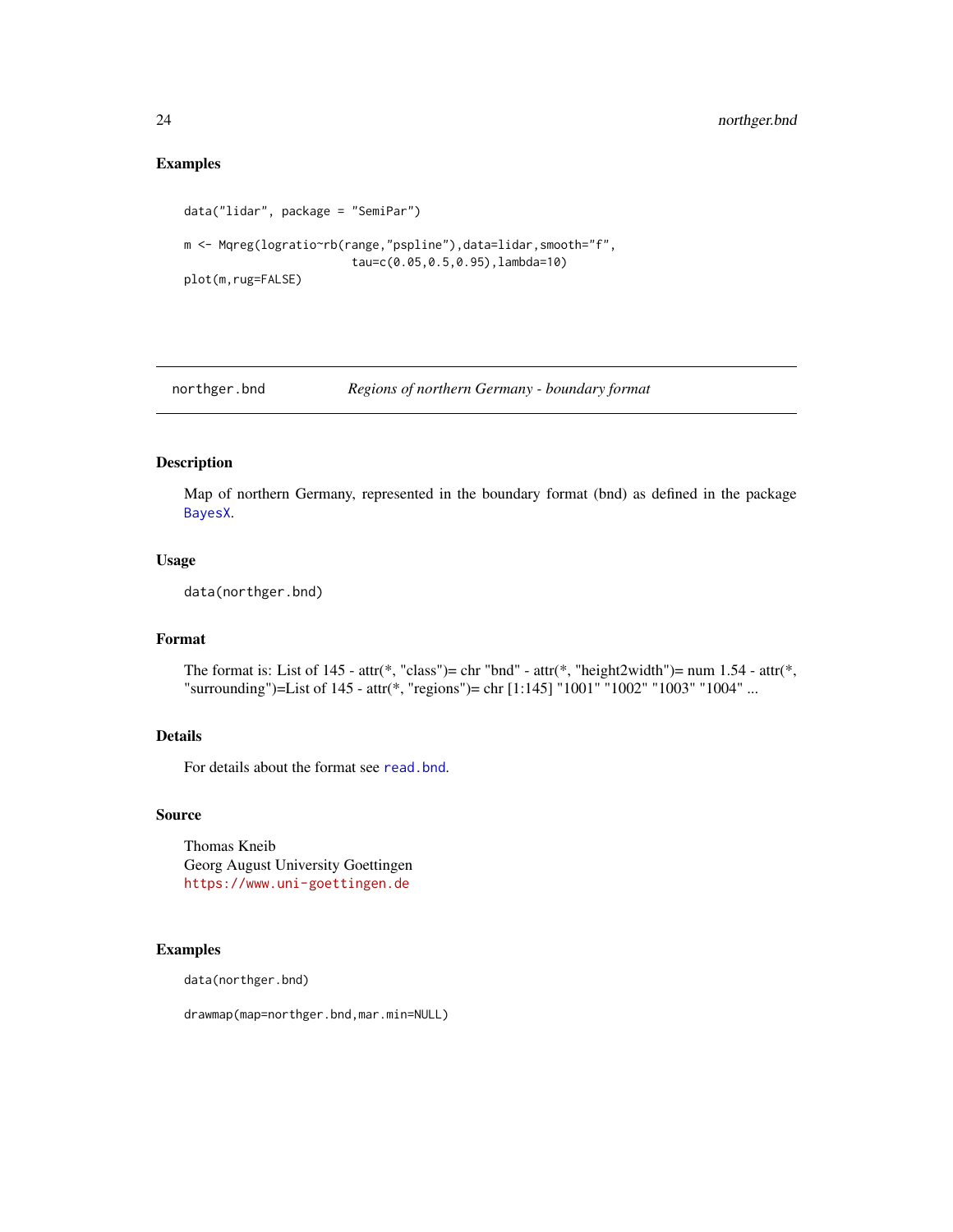### Examples

```
data("lidar", package = "SemiPar")

m <- Mqreg(logratio~rb(range,"pspline"),data=lidar,smooth="f",
                        tau=c(0.05,0.5,0.95),lambda=10)
plot(m,rug=FALSE)
```

---

## northger.bnd — *Regions of northern Germany - boundary format*

### Description

Map of northern Germany, represented in the boundary format (bnd) as defined in the package BayesX.

### Usage

```
data(northger.bnd)
```

### Format

The format is: List of 145 - attr(*, "class")= chr "bnd" - attr(*, "height2width")= num 1.54 - attr(*, "surrounding")=List of 145 - attr(*, "regions")= chr [1:145] "1001" "1002" "1003" "1004" ...

### Details

For details about the format see `read.bnd`.

### Source

Thomas Kneib
Georg August University Goettingen
https://www.uni-goettingen.de

### Examples

```
data(northger.bnd)

drawmap(map=northger.bnd,mar.min=NULL)
```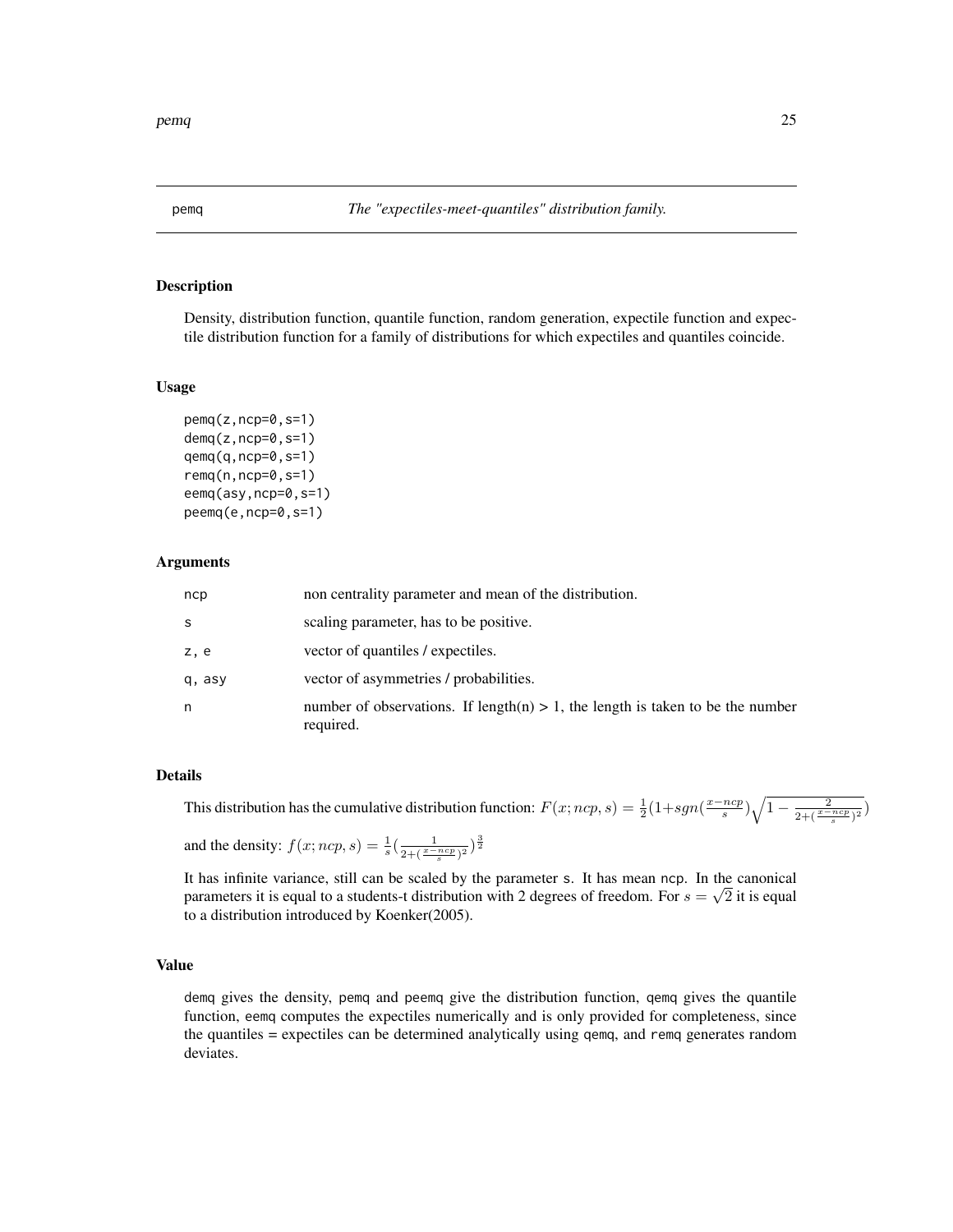pemq *The "expectiles-meet-quantiles" distribution family.*

## Description

Density, distribution function, quantile function, random generation, expectile function and expectile distribution function for a family of distributions for which expectiles and quantiles coincide.

## Usage

```
pemq(z,ncp=0,s=1)
demq(z,ncp=0,s=1)
qemq(q,ncp=0,s=1)
remq(n,ncp=0,s=1)
eemq(asy,ncp=0,s=1)
peemq(e,ncp=0,s=1)
```

## Arguments

| | |
|---|---|
| ncp | non centrality parameter and mean of the distribution. |
| s | scaling parameter, has to be positive. |
| z, e | vector of quantiles / expectiles. |
| q, asy | vector of asymmetries / probabilities. |
| n | number of observations. If length(n) > 1, the length is taken to be the number required. |

## Details

This distribution has the cumulative distribution function: $F(x; ncp, s) = \frac{1}{2}(1+sgn(\frac{x-ncp}{s})\sqrt{1-\frac{2}{2+(\frac{x-ncp}{s})^2}})$

and the density: $f(x; ncp, s) = \frac{1}{s}(\frac{1}{2+(\frac{x-ncp}{s})^2})^{\frac{3}{2}}$

It has infinite variance, still can be scaled by the parameter s. It has mean ncp. In the canonical parameters it is equal to a students-t distribution with 2 degrees of freedom. For $s = \sqrt{2}$ it is equal to a distribution introduced by Koenker(2005).

## Value

demq gives the density, pemq and peemq give the distribution function, qemq gives the quantile function, eemq computes the expectiles numerically and is only provided for completeness, since the quantiles = expectiles can be determined analytically using qemq, and remq generates random deviates.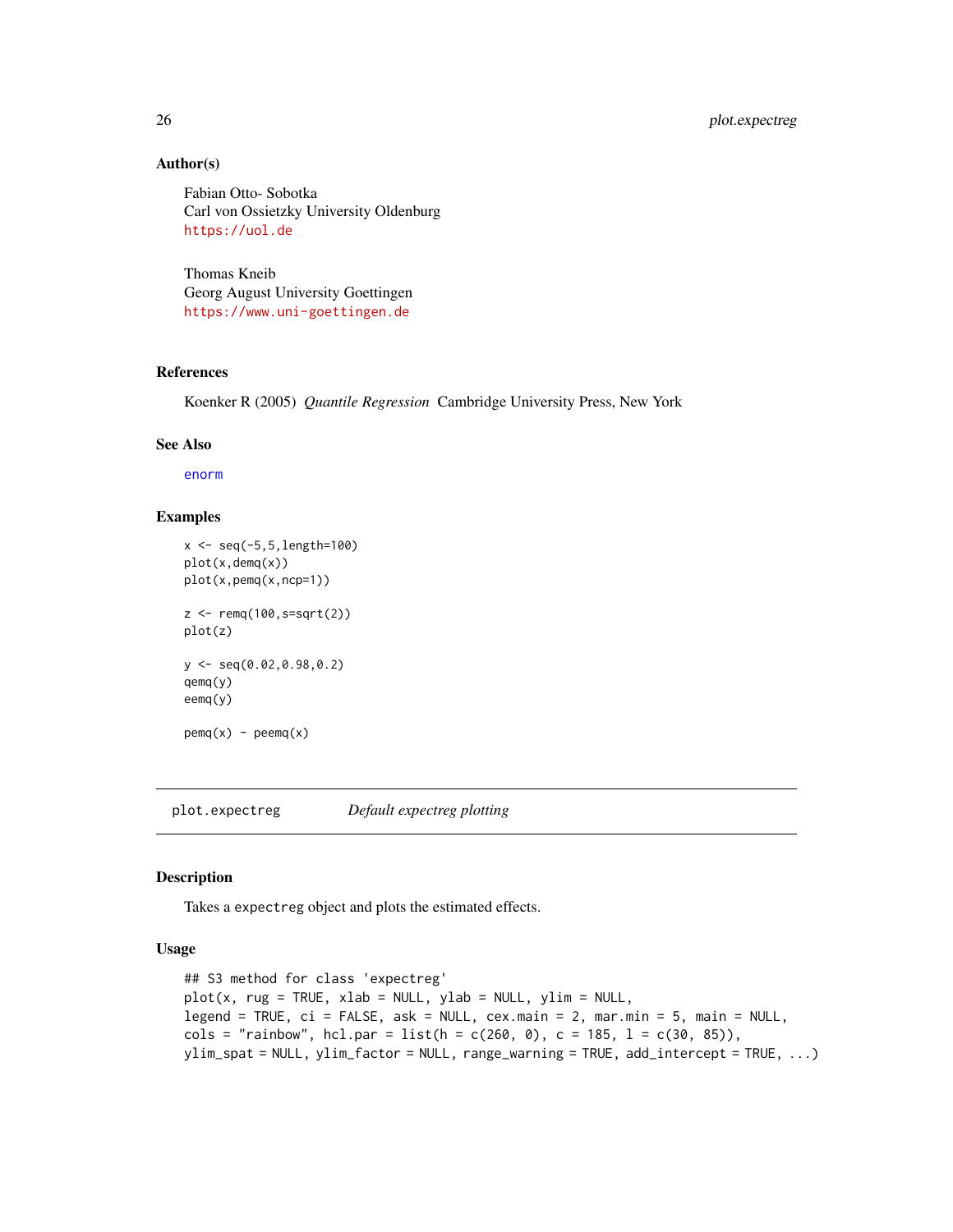### Author(s)

Fabian Otto- Sobotka
Carl von Ossietzky University Oldenburg
https://uol.de

Thomas Kneib
Georg August University Goettingen
https://www.uni-goettingen.de

### References

Koenker R (2005) *Quantile Regression* Cambridge University Press, New York

### See Also

enorm

### Examples

```
x <- seq(-5,5,length=100)
plot(x,demq(x))
plot(x,pemq(x,ncp=1))

z <- remq(100,s=sqrt(2))
plot(z)

y <- seq(0.02,0.98,0.2)
qemq(y)
eemq(y)

pemq(x) - peemq(x)
```

---

## plot.expectreg — *Default expectreg plotting*

---

### Description

Takes a expectreg object and plots the estimated effects.

### Usage

```
## S3 method for class 'expectreg'
plot(x, rug = TRUE, xlab = NULL, ylab = NULL, ylim = NULL,
legend = TRUE, ci = FALSE, ask = NULL, cex.main = 2, mar.min = 5, main = NULL,
cols = "rainbow", hcl.par = list(h = c(260, 0), c = 185, l = c(30, 85)),
ylim_spat = NULL, ylim_factor = NULL, range_warning = TRUE, add_intercept = TRUE, ...)
```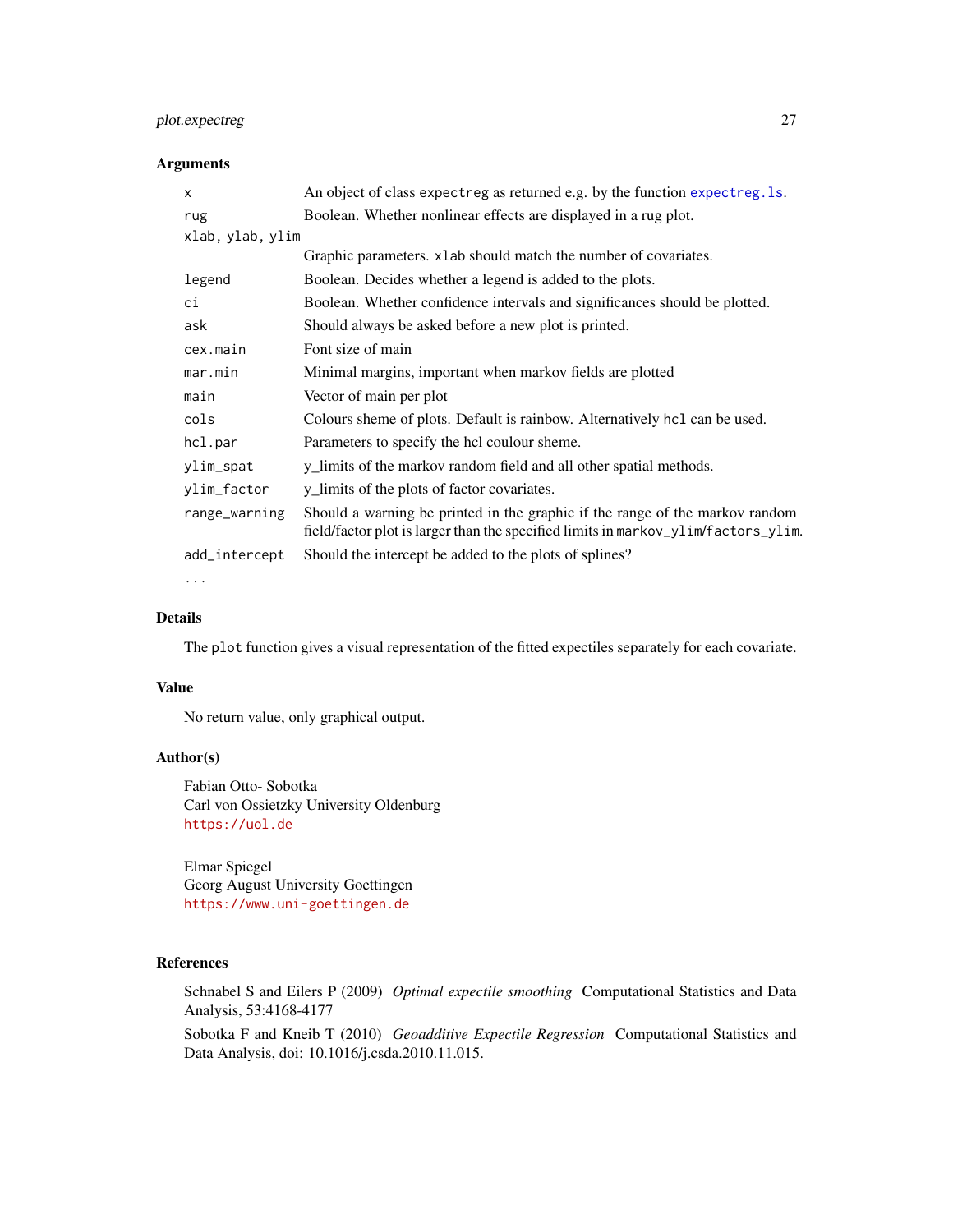## Arguments

| | |
|---|---|
| `x` | An object of class `expectreg` as returned e.g. by the function `expectreg.ls`. |
| `rug` | Boolean. Whether nonlinear effects are displayed in a rug plot. |
| `xlab, ylab, ylim` | Graphic parameters. `xlab` should match the number of covariates. |
| `legend` | Boolean. Decides whether a legend is added to the plots. |
| `ci` | Boolean. Whether confidence intervals and significances should be plotted. |
| `ask` | Should always be asked before a new plot is printed. |
| `cex.main` | Font size of main |
| `mar.min` | Minimal margins, important when markov fields are plotted |
| `main` | Vector of main per plot |
| `cols` | Colours sheme of plots. Default is rainbow. Alternatively `hcl` can be used. |
| `hcl.par` | Parameters to specify the hcl coulour sheme. |
| `ylim_spat` | y_limits of the markov random field and all other spatial methods. |
| `ylim_factor` | y_limits of the plots of factor covariates. |
| `range_warning` | Should a warning be printed in the graphic if the range of the markov random field/factor plot is larger than the specified limits in `markov_ylim/factors_ylim`. |
| `add_intercept` | Should the intercept be added to the plots of splines? |
| `...` | |

## Details

The `plot` function gives a visual representation of the fitted expectiles separately for each covariate.

## Value

No return value, only graphical output.

## Author(s)

Fabian Otto- Sobotka
Carl von Ossietzky University Oldenburg
https://uol.de

Elmar Spiegel
Georg August University Goettingen
https://www.uni-goettingen.de

## References

Schnabel S and Eilers P (2009) *Optimal expectile smoothing* Computational Statistics and Data Analysis, 53:4168-4177

Sobotka F and Kneib T (2010) *Geoadditive Expectile Regression* Computational Statistics and Data Analysis, doi: 10.1016/j.csda.2010.11.015.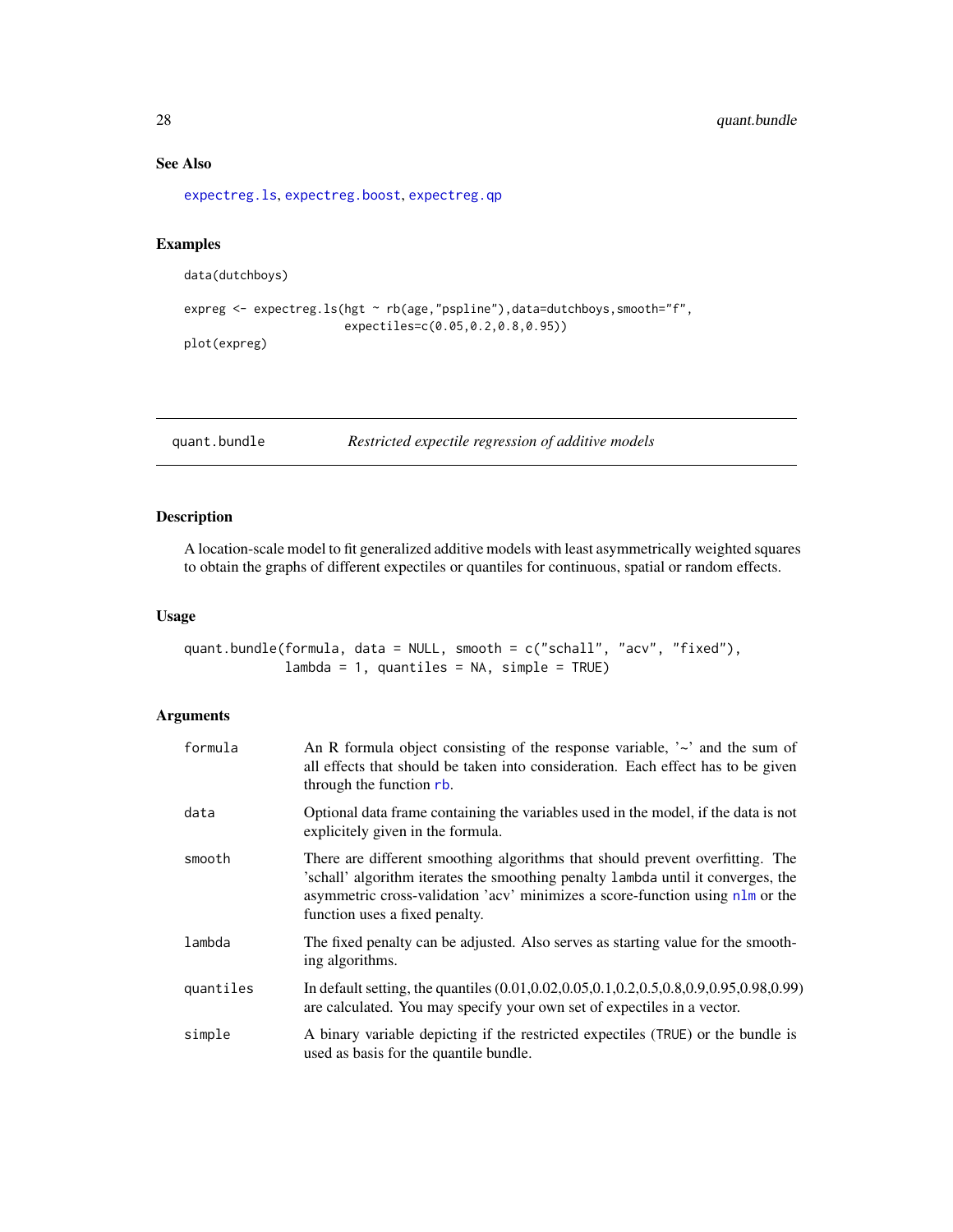## See Also

expectreg.ls, expectreg.boost, expectreg.qp

## Examples

```
data(dutchboys)

expreg <- expectreg.ls(hgt ~ rb(age,"pspline"),data=dutchboys,smooth="f",
                       expectiles=c(0.05,0.2,0.8,0.95))
plot(expreg)
```

---

# quant.bundle    *Restricted expectile regression of additive models*

---

## Description

A location-scale model to fit generalized additive models with least asymmetrically weighted squares to obtain the graphs of different expectiles or quantiles for continuous, spatial or random effects.

## Usage

```
quant.bundle(formula, data = NULL, smooth = c("schall", "acv", "fixed"),
             lambda = 1, quantiles = NA, simple = TRUE)
```

## Arguments

| | |
|---|---|
| `formula` | An R formula object consisting of the response variable, '~' and the sum of all effects that should be taken into consideration. Each effect has to be given through the function `rb`. |
| `data` | Optional data frame containing the variables used in the model, if the data is not explicitely given in the formula. |
| `smooth` | There are different smoothing algorithms that should prevent overfitting. The 'schall' algorithm iterates the smoothing penalty `lambda` until it converges, the asymmetric cross-validation 'acv' minimizes a score-function using `nlm` or the function uses a fixed penalty. |
| `lambda` | The fixed penalty can be adjusted. Also serves as starting value for the smoothing algorithms. |
| `quantiles` | In default setting, the quantiles (0.01,0.02,0.05,0.1,0.2,0.5,0.8,0.9,0.95,0.98,0.99) are calculated. You may specify your own set of expectiles in a vector. |
| `simple` | A binary variable depicting if the restricted expectiles (`TRUE`) or the bundle is used as basis for the quantile bundle. |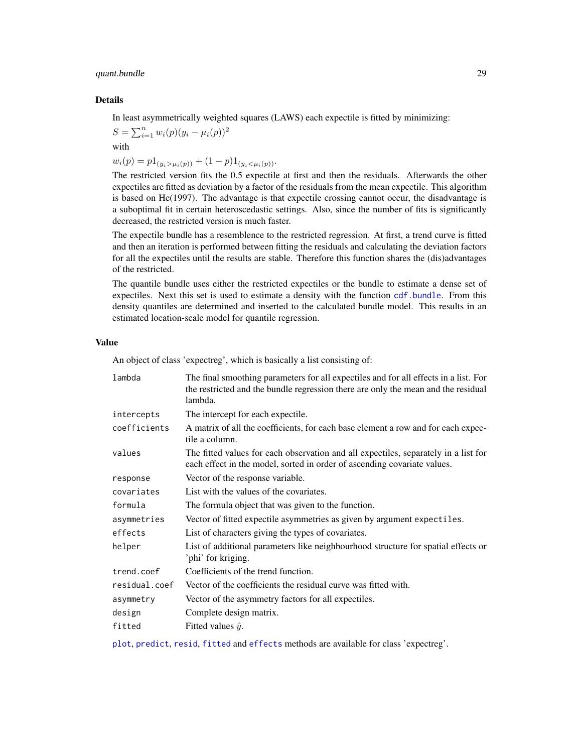## Details

In least asymmetrically weighted squares (LAWS) each expectile is fitted by minimizing:

$S = \sum_{i=1}^{n} w_i(p)(y_i - \mu_i(p))^2$

with

$w_i(p) = p 1_{(y_i > \mu_i(p))} + (1-p) 1_{(y_i < \mu_i(p))}$.

The restricted version fits the 0.5 expectile at first and then the residuals. Afterwards the other expectiles are fitted as deviation by a factor of the residuals from the mean expectile. This algorithm is based on He(1997). The advantage is that expectile crossing cannot occur, the disadvantage is a suboptimal fit in certain heteroscedastic settings. Also, since the number of fits is significantly decreased, the restricted version is much faster.

The expectile bundle has a resemblence to the restricted regression. At first, a trend curve is fitted and then an iteration is performed between fitting the residuals and calculating the deviation factors for all the expectiles until the results are stable. Therefore this function shares the (dis)advantages of the restricted.

The quantile bundle uses either the restricted expectiles or the bundle to estimate a dense set of expectiles. Next this set is used to estimate a density with the function `cdf.bundle`. From this density quantiles are determined and inserted to the calculated bundle model. This results in an estimated location-scale model for quantile regression.

## Value

An object of class 'expectreg', which is basically a list consisting of:

| | |
|---|---|
| `lambda` | The final smoothing parameters for all expectiles and for all effects in a list. For the restricted and the bundle regression there are only the mean and the residual lambda. |
| `intercepts` | The intercept for each expectile. |
| `coefficients` | A matrix of all the coefficients, for each base element a row and for each expectile a column. |
| `values` | The fitted values for each observation and all expectiles, separately in a list for each effect in the model, sorted in order of ascending covariate values. |
| `response` | Vector of the response variable. |
| `covariates` | List with the values of the covariates. |
| `formula` | The formula object that was given to the function. |
| `asymmetries` | Vector of fitted expectile asymmetries as given by argument `expectiles`. |
| `effects` | List of characters giving the types of covariates. |
| `helper` | List of additional parameters like neighbourhood structure for spatial effects or 'phi' for kriging. |
| `trend.coef` | Coefficients of the trend function. |
| `residual.coef` | Vector of the coefficients the residual curve was fitted with. |
| `asymmetry` | Vector of the asymmetry factors for all expectiles. |
| `design` | Complete design matrix. |
| `fitted` | Fitted values $\hat{y}$. |

`plot`, `predict`, `resid`, `fitted` and `effects` methods are available for class 'expectreg'.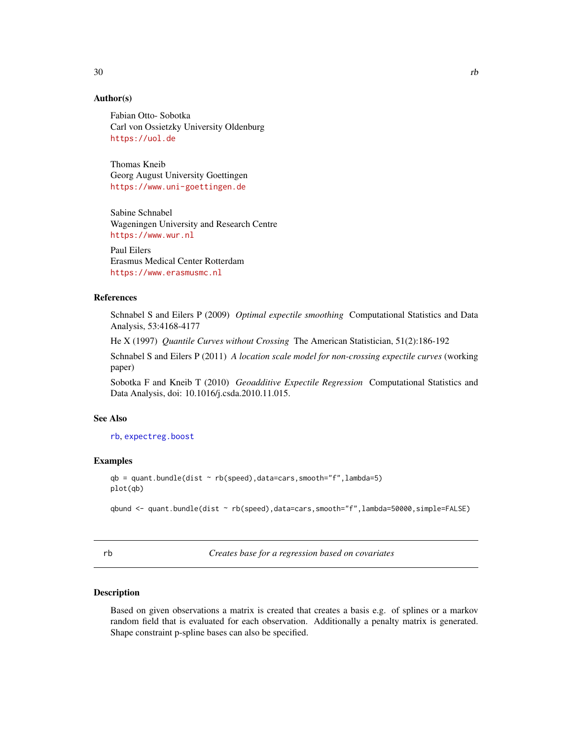### Author(s)

Fabian Otto- Sobotka
Carl von Ossietzky University Oldenburg
https://uol.de

Thomas Kneib
Georg August University Goettingen
https://www.uni-goettingen.de

Sabine Schnabel
Wageningen University and Research Centre
https://www.wur.nl

Paul Eilers
Erasmus Medical Center Rotterdam
https://www.erasmusmc.nl

### References

Schnabel S and Eilers P (2009) *Optimal expectile smoothing* Computational Statistics and Data Analysis, 53:4168-4177

He X (1997) *Quantile Curves without Crossing* The American Statistician, 51(2):186-192

Schnabel S and Eilers P (2011) *A location scale model for non-crossing expectile curves* (working paper)

Sobotka F and Kneib T (2010) *Geoadditive Expectile Regression* Computational Statistics and Data Analysis, doi: 10.1016/j.csda.2010.11.015.

### See Also

rb, expectreg.boost

### Examples

```
qb = quant.bundle(dist ~ rb(speed),data=cars,smooth="f",lambda=5)
plot(qb)

qbund <- quant.bundle(dist ~ rb(speed),data=cars,smooth="f",lambda=50000,simple=FALSE)
```

---

## rb — *Creates base for a regression based on covariates*

---

### Description

Based on given observations a matrix is created that creates a basis e.g. of splines or a markov random field that is evaluated for each observation. Additionally a penalty matrix is generated. Shape constraint p-spline bases can also be specified.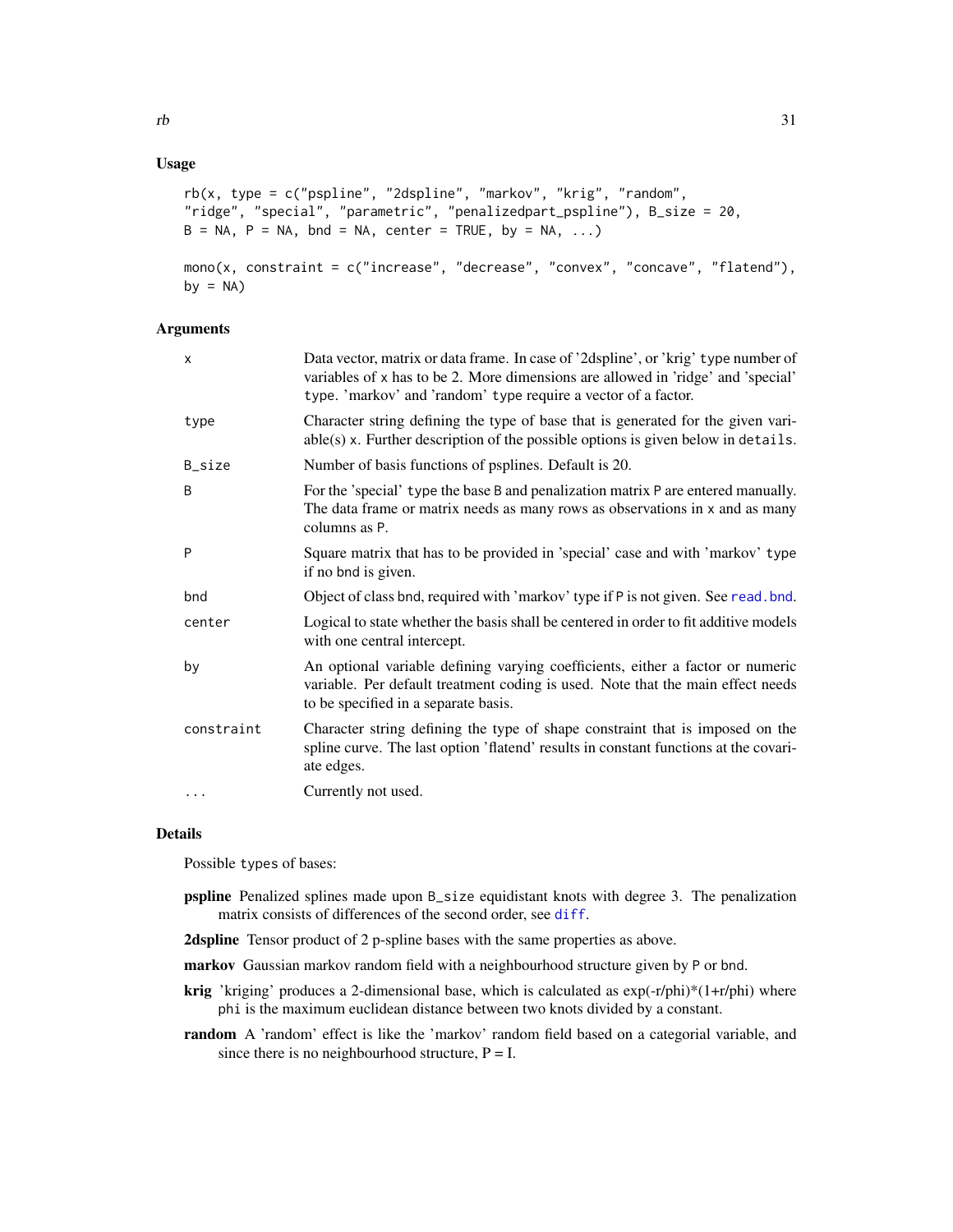## Usage

```
rb(x, type = c("pspline", "2dspline", "markov", "krig", "random",
"ridge", "special", "parametric", "penalizedpart_pspline"), B_size = 20,
B = NA, P = NA, bnd = NA, center = TRUE, by = NA, ...)

mono(x, constraint = c("increase", "decrease", "convex", "concave", "flatend"),
by = NA)
```

## Arguments

| | |
|---|---|
| x | Data vector, matrix or data frame. In case of '2dspline', or 'krig' type number of variables of x has to be 2. More dimensions are allowed in 'ridge' and 'special' type. 'markov' and 'random' type require a vector of a factor. |
| type | Character string defining the type of base that is generated for the given variable(s) x. Further description of the possible options is given below in details. |
| B_size | Number of basis functions of psplines. Default is 20. |
| B | For the 'special' type the base B and penalization matrix P are entered manually. The data frame or matrix needs as many rows as observations in x and as many columns as P. |
| P | Square matrix that has to be provided in 'special' case and with 'markov' type if no bnd is given. |
| bnd | Object of class bnd, required with 'markov' type if P is not given. See read.bnd. |
| center | Logical to state whether the basis shall be centered in order to fit additive models with one central intercept. |
| by | An optional variable defining varying coefficients, either a factor or numeric variable. Per default treatment coding is used. Note that the main effect needs to be specified in a separate basis. |
| constraint | Character string defining the type of shape constraint that is imposed on the spline curve. The last option 'flatend' results in constant functions at the covariate edges. |
| ... | Currently not used. |

## Details

Possible types of bases:

**pspline** Penalized splines made upon B_size equidistant knots with degree 3. The penalization matrix consists of differences of the second order, see diff.

**2dspline** Tensor product of 2 p-spline bases with the same properties as above.

**markov** Gaussian markov random field with a neighbourhood structure given by P or bnd.

**krig** 'kriging' produces a 2-dimensional base, which is calculated as exp(-r/phi)*(1+r/phi) where phi is the maximum euclidean distance between two knots divided by a constant.

**random** A 'random' effect is like the 'markov' random field based on a categorial variable, and since there is no neighbourhood structure, P = I.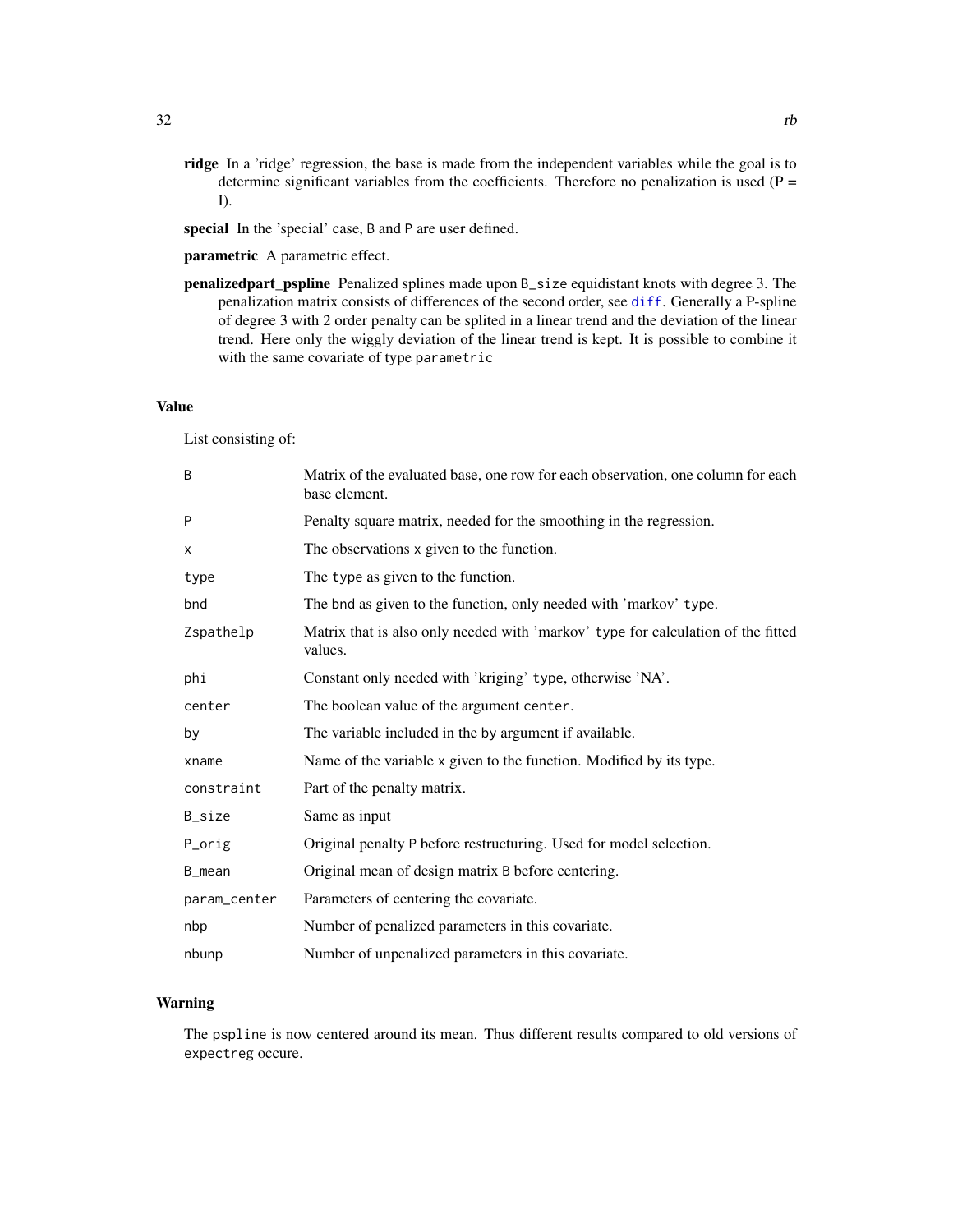**ridge** In a 'ridge' regression, the base is made from the independent variables while the goal is to determine significant variables from the coefficients. Therefore no penalization is used (P = I).

**special** In the 'special' case, B and P are user defined.

**parametric** A parametric effect.

**penalizedpart_pspline** Penalized splines made upon B_size equidistant knots with degree 3. The penalization matrix consists of differences of the second order, see diff. Generally a P-spline of degree 3 with 2 order penalty can be splited in a linear trend and the deviation of the linear trend. Here only the wiggly deviation of the linear trend is kept. It is possible to combine it with the same covariate of type parametric

### Value

List consisting of:

| | |
|---|---|
| B | Matrix of the evaluated base, one row for each observation, one column for each base element. |
| P | Penalty square matrix, needed for the smoothing in the regression. |
| x | The observations x given to the function. |
| type | The type as given to the function. |
| bnd | The bnd as given to the function, only needed with 'markov' type. |
| Zspathelp | Matrix that is also only needed with 'markov' type for calculation of the fitted values. |
| phi | Constant only needed with 'kriging' type, otherwise 'NA'. |
| center | The boolean value of the argument center. |
| by | The variable included in the by argument if available. |
| xname | Name of the variable x given to the function. Modified by its type. |
| constraint | Part of the penalty matrix. |
| B_size | Same as input |
| P_orig | Original penalty P before restructuring. Used for model selection. |
| B_mean | Original mean of design matrix B before centering. |
| param_center | Parameters of centering the covariate. |
| nbp | Number of penalized parameters in this covariate. |
| nbunp | Number of unpenalized parameters in this covariate. |

### Warning

The pspline is now centered around its mean. Thus different results compared to old versions of expectreg occure.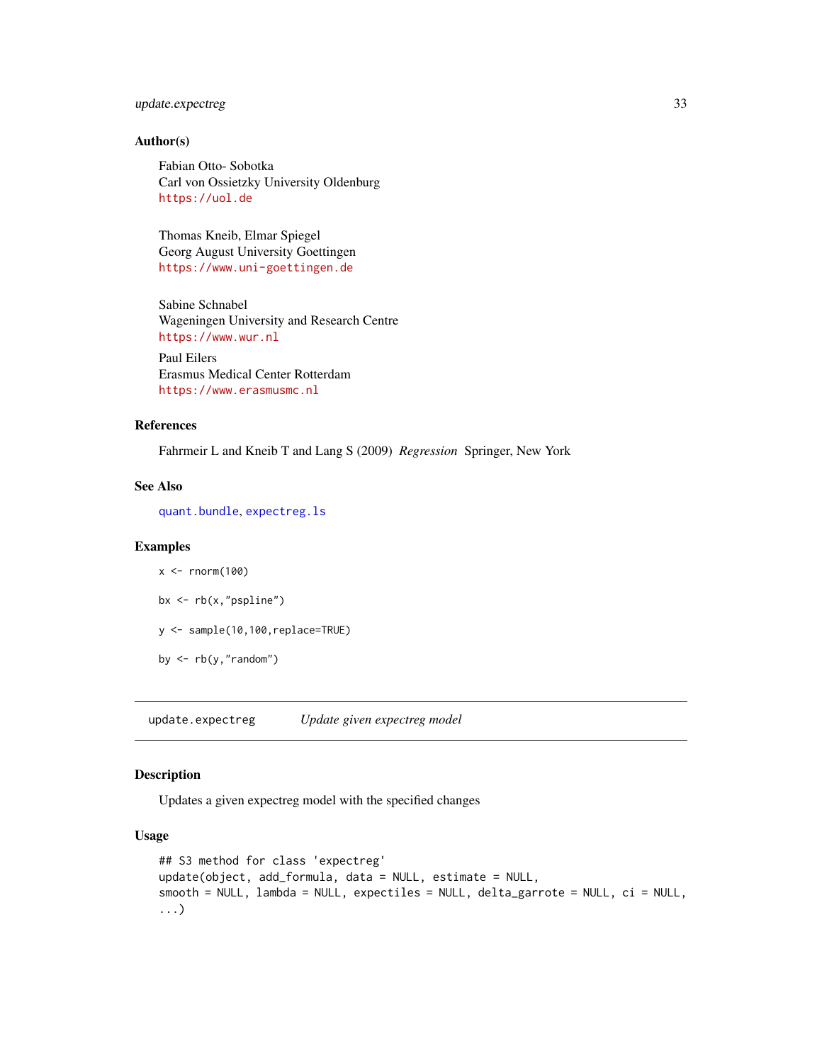### Author(s)

Fabian Otto- Sobotka
Carl von Ossietzky University Oldenburg
https://uol.de

Thomas Kneib, Elmar Spiegel
Georg August University Goettingen
https://www.uni-goettingen.de

Sabine Schnabel
Wageningen University and Research Centre
https://www.wur.nl

Paul Eilers
Erasmus Medical Center Rotterdam
https://www.erasmusmc.nl

### References

Fahrmeir L and Kneib T and Lang S (2009) *Regression* Springer, New York

### See Also

quant.bundle, expectreg.ls

### Examples

```
x <- rnorm(100)

bx <- rb(x,"pspline")

y <- sample(10,100,replace=TRUE)

by <- rb(y,"random")
```

---

## update.expectreg — *Update given expectreg model*

### Description

Updates a given expectreg model with the specified changes

### Usage

```
## S3 method for class 'expectreg'
update(object, add_formula, data = NULL, estimate = NULL,
smooth = NULL, lambda = NULL, expectiles = NULL, delta_garrote = NULL, ci = NULL,
...)
```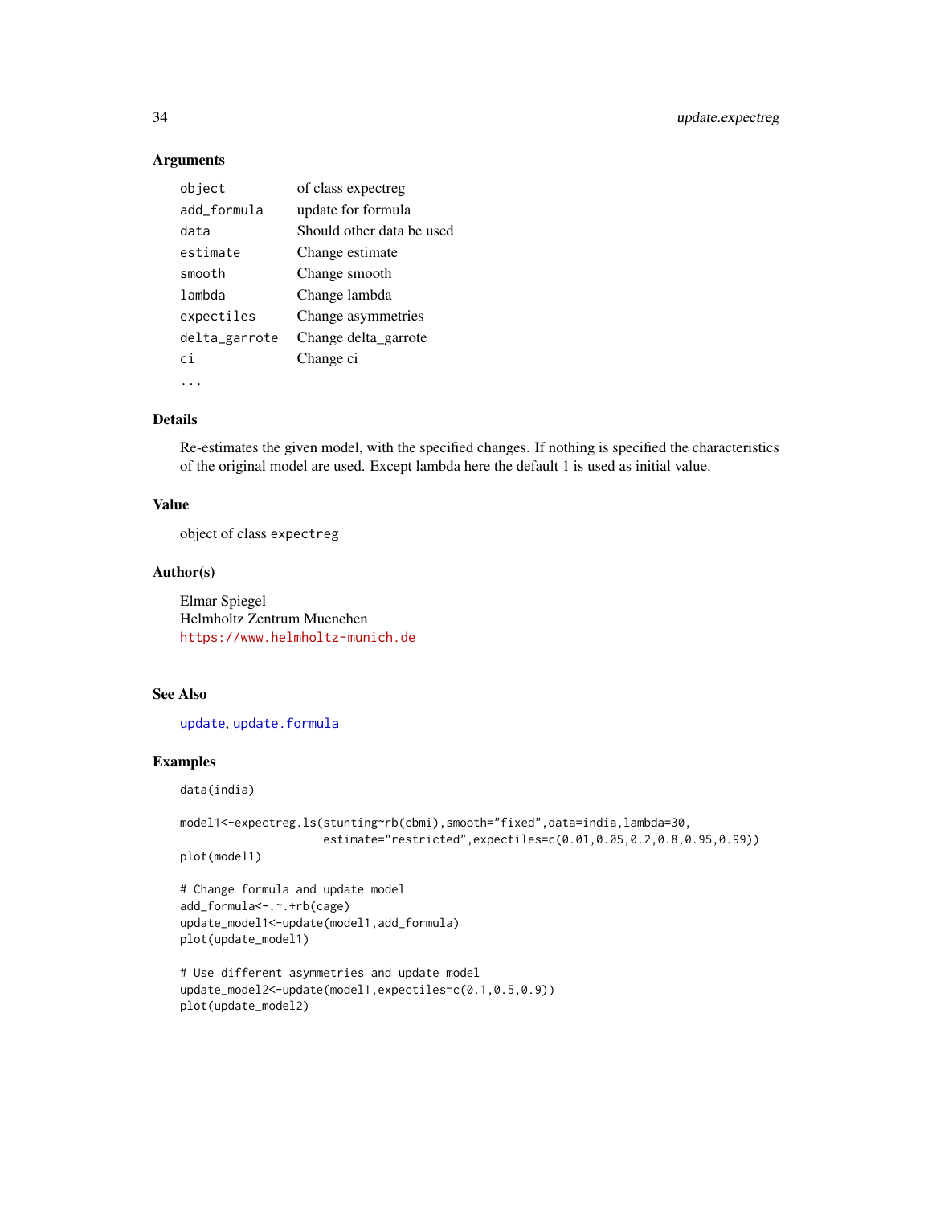## Arguments

| | |
|---|---|
| object | of class expectreg |
| add_formula | update for formula |
| data | Should other data be used |
| estimate | Change estimate |
| smooth | Change smooth |
| lambda | Change lambda |
| expectiles | Change asymmetries |
| delta_garrote | Change delta_garrote |
| ci | Change ci |
| ... | |

## Details

Re-estimates the given model, with the specified changes. If nothing is specified the characteristics of the original model are used. Except lambda here the default 1 is used as initial value.

## Value

object of class `expectreg`

## Author(s)

Elmar Spiegel
Helmholtz Zentrum Muenchen
https://www.helmholtz-munich.de

## See Also

`update`, `update.formula`

## Examples

```
data(india)

model1<-expectreg.ls(stunting~rb(cbmi),smooth="fixed",data=india,lambda=30,
                     estimate="restricted",expectiles=c(0.01,0.05,0.2,0.8,0.95,0.99))
plot(model1)

# Change formula and update model
add_formula<-.~.+rb(cage)
update_model1<-update(model1,add_formula)
plot(update_model1)

# Use different asymmetries and update model
update_model2<-update(model1,expectiles=c(0.1,0.5,0.9))
plot(update_model2)
```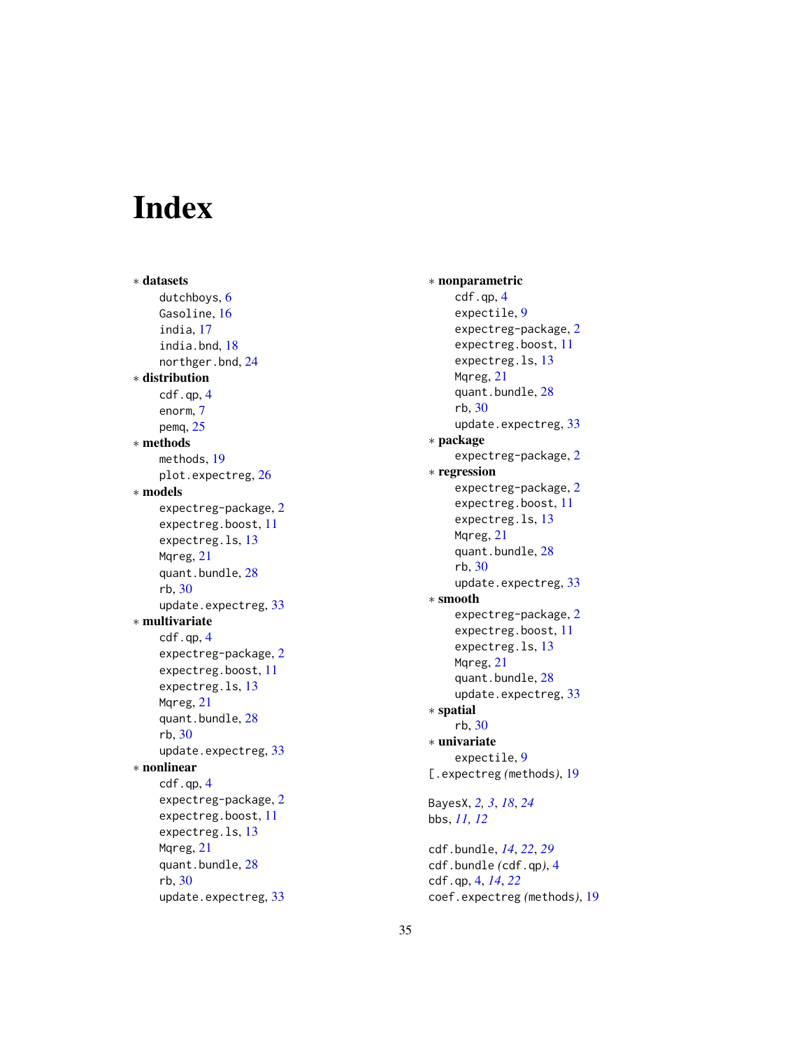# Index

∗ **datasets**
- dutchboys, 6
- Gasoline, 16
- india, 17
- india.bnd, 18
- northger.bnd, 24

∗ **distribution**
- cdf.qp, 4
- enorm, 7
- pemq, 25

∗ **methods**
- methods, 19
- plot.expectreg, 26

∗ **models**
- expectreg-package, 2
- expectreg.boost, 11
- expectreg.ls, 13
- Mqreg, 21
- quant.bundle, 28
- rb, 30
- update.expectreg, 33

∗ **multivariate**
- cdf.qp, 4
- expectreg-package, 2
- expectreg.boost, 11
- expectreg.ls, 13
- Mqreg, 21
- quant.bundle, 28
- rb, 30
- update.expectreg, 33

∗ **nonlinear**
- cdf.qp, 4
- expectreg-package, 2
- expectreg.boost, 11
- expectreg.ls, 13
- Mqreg, 21
- quant.bundle, 28
- rb, 30
- update.expectreg, 33

∗ **nonparametric**
- cdf.qp, 4
- expectile, 9
- expectreg-package, 2
- expectreg.boost, 11
- expectreg.ls, 13
- Mqreg, 21
- quant.bundle, 28
- rb, 30
- update.expectreg, 33

∗ **package**
- expectreg-package, 2

∗ **regression**
- expectreg-package, 2
- expectreg.boost, 11
- expectreg.ls, 13
- Mqreg, 21
- quant.bundle, 28
- rb, 30
- update.expectreg, 33

∗ **smooth**
- expectreg-package, 2
- expectreg.boost, 11
- expectreg.ls, 13
- Mqreg, 21
- quant.bundle, 28
- update.expectreg, 33

∗ **spatial**
- rb, 30

∗ **univariate**
- expectile, 9

[.expectreg *(methods)*, 19

BayesX, *2, 3*, *18*, *24*
bbs, *11, 12*

cdf.bundle, *14*, *22*, *29*
cdf.bundle *(cdf.qp)*, 4
cdf.qp, 4, *14*, *22*
coef.expectreg *(methods)*, 19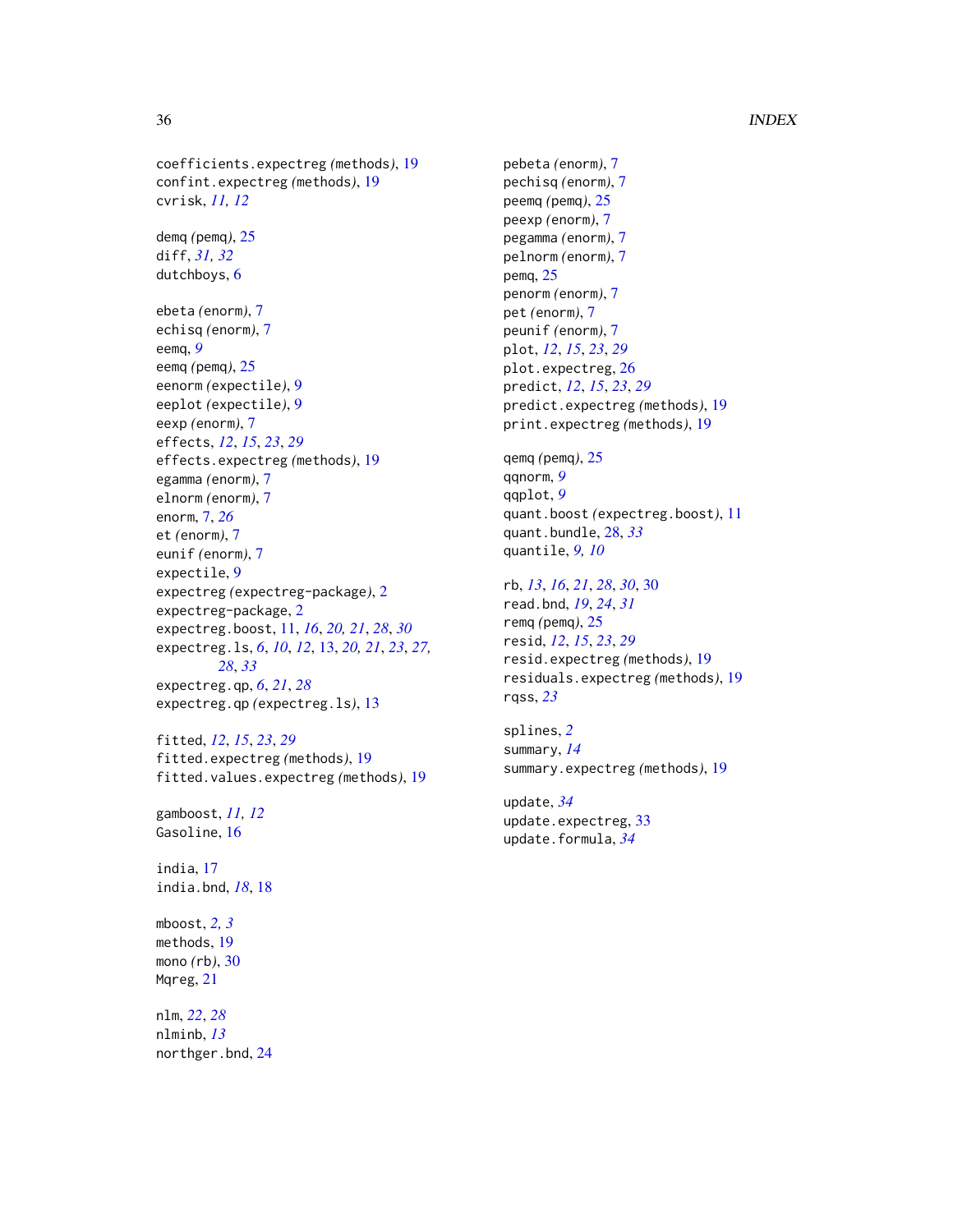coefficients.expectreg *(methods)*, 19
confint.expectreg *(methods)*, 19
cvrisk, *11, 12*

demq *(pemq)*, 25
diff, *31, 32*
dutchboys, 6

ebeta *(enorm)*, 7
echisq *(enorm)*, 7
eemq, *9*
eemq *(pemq)*, 25
eenorm *(expectile)*, 9
eeplot *(expectile)*, 9
eexp *(enorm)*, 7
effects, *12*, *15*, *23*, *29*
effects.expectreg *(methods)*, 19
egamma *(enorm)*, 7
elnorm *(enorm)*, 7
enorm, 7, *26*
et *(enorm)*, 7
eunif *(enorm)*, 7
expectile, 9
expectreg *(expectreg-package)*, 2
expectreg-package, 2
expectreg.boost, 11, *16*, *20, 21*, *28*, *30*
expectreg.ls, *6*, *10*, *12*, 13, *20, 21*, *23*, *27, 28*, *33*
expectreg.qp, *6*, *21*, *28*
expectreg.qp *(expectreg.ls)*, 13

fitted, *12*, *15*, *23*, *29*
fitted.expectreg *(methods)*, 19
fitted.values.expectreg *(methods)*, 19

gamboost, *11, 12*
Gasoline, 16

india, 17
india.bnd, *18*, 18

mboost, *2, 3*
methods, 19
mono *(rb)*, 30
Mqreg, 21

nlm, *22*, *28*
nlminb, *13*
northger.bnd, 24

pebeta *(enorm)*, 7
pechisq *(enorm)*, 7
peemq *(pemq)*, 25
peexp *(enorm)*, 7
pegamma *(enorm)*, 7
pelnorm *(enorm)*, 7
pemq, 25
penorm *(enorm)*, 7
pet *(enorm)*, 7
peunif *(enorm)*, 7
plot, *12*, *15*, *23*, *29*
plot.expectreg, 26
predict, *12*, *15*, *23*, *29*
predict.expectreg *(methods)*, 19
print.expectreg *(methods)*, 19

qemq *(pemq)*, 25
qqnorm, *9*
qqplot, *9*
quant.boost *(expectreg.boost)*, 11
quant.bundle, 28, *33*
quantile, *9, 10*

rb, *13*, *16*, *21*, *28*, *30*, 30
read.bnd, *19*, *24*, *31*
remq *(pemq)*, 25
resid, *12*, *15*, *23*, *29*
resid.expectreg *(methods)*, 19
residuals.expectreg *(methods)*, 19
rqss, *23*

splines, *2*
summary, *14*
summary.expectreg *(methods)*, 19

update, *34*
update.expectreg, 33
update.formula, *34*